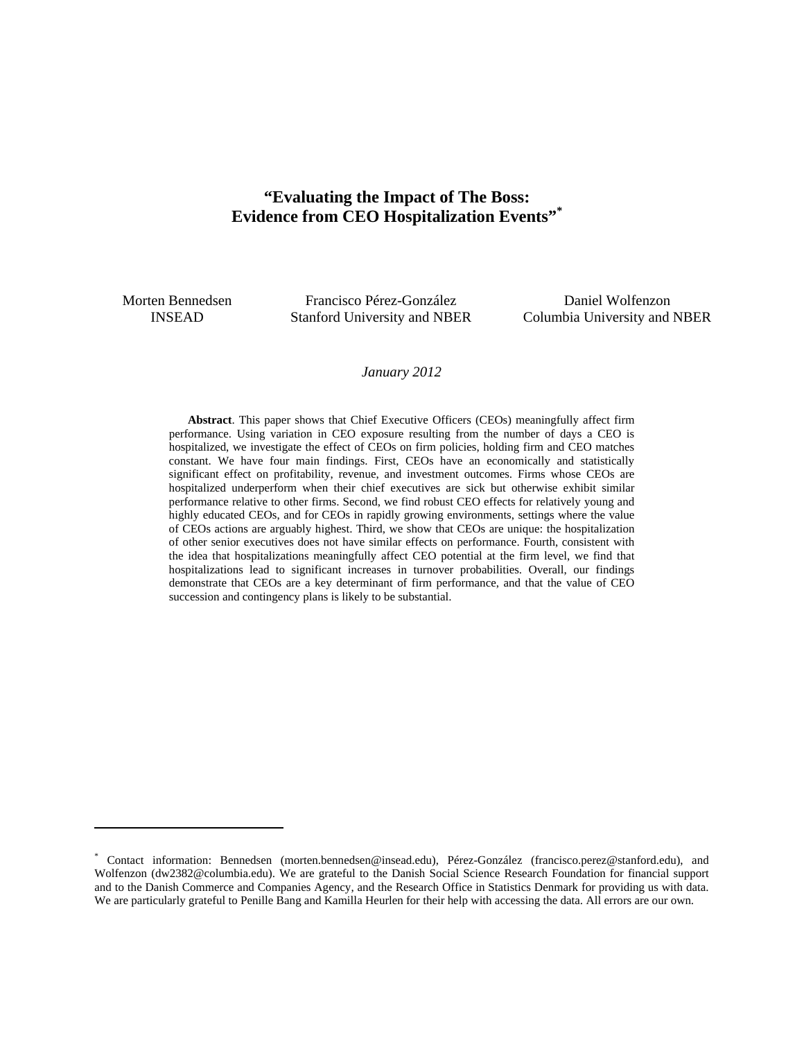# "Evaluating the Impact of The Boss: Evidence from CEO Hospitalization Events"[*]

Morten Bennedsen
INSEAD

Francisco Pérez-González
Stanford University and NBER

Daniel Wolfenzon
Columbia University and NBER

*January 2012*

**Abstract**. This paper shows that Chief Executive Officers (CEOs) meaningfully affect firm performance. Using variation in CEO exposure resulting from the number of days a CEO is hospitalized, we investigate the effect of CEOs on firm policies, holding firm and CEO matches constant. We have four main findings. First, CEOs have an economically and statistically significant effect on profitability, revenue, and investment outcomes. Firms whose CEOs are hospitalized underperform when their chief executives are sick but otherwise exhibit similar performance relative to other firms. Second, we find robust CEO effects for relatively young and highly educated CEOs, and for CEOs in rapidly growing environments, settings where the value of CEOs actions are arguably highest. Third, we show that CEOs are unique: the hospitalization of other senior executives does not have similar effects on performance. Fourth, consistent with the idea that hospitalizations meaningfully affect CEO potential at the firm level, we find that hospitalizations lead to significant increases in turnover probabilities. Overall, our findings demonstrate that CEOs are a key determinant of firm performance, and that the value of CEO succession and contingency plans is likely to be substantial.

---

[*] Contact information: Bennedsen (morten.bennedsen@insead.edu), Pérez-González (francisco.perez@stanford.edu), and Wolfenzon (dw2382@columbia.edu). We are grateful to the Danish Social Science Research Foundation for financial support and to the Danish Commerce and Companies Agency, and the Research Office in Statistics Denmark for providing us with data. We are particularly grateful to Penille Bang and Kamilla Heurlen for their help with accessing the data. All errors are our own.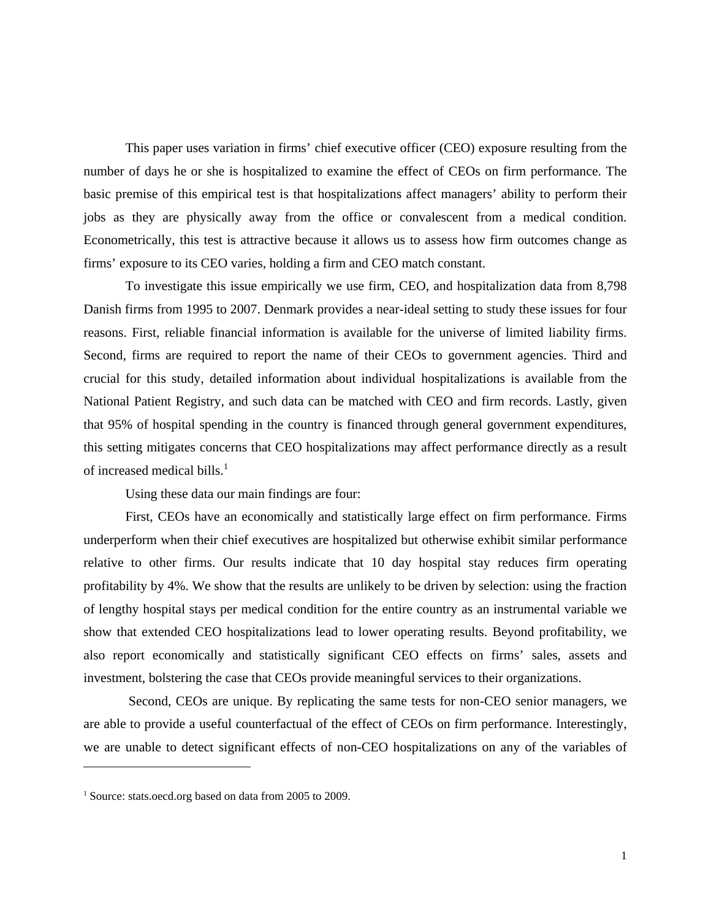This paper uses variation in firms' chief executive officer (CEO) exposure resulting from the number of days he or she is hospitalized to examine the effect of CEOs on firm performance. The basic premise of this empirical test is that hospitalizations affect managers' ability to perform their jobs as they are physically away from the office or convalescent from a medical condition. Econometrically, this test is attractive because it allows us to assess how firm outcomes change as firms' exposure to its CEO varies, holding a firm and CEO match constant.

To investigate this issue empirically we use firm, CEO, and hospitalization data from 8,798 Danish firms from 1995 to 2007. Denmark provides a near-ideal setting to study these issues for four reasons. First, reliable financial information is available for the universe of limited liability firms. Second, firms are required to report the name of their CEOs to government agencies. Third and crucial for this study, detailed information about individual hospitalizations is available from the National Patient Registry, and such data can be matched with CEO and firm records. Lastly, given that 95% of hospital spending in the country is financed through general government expenditures, this setting mitigates concerns that CEO hospitalizations may affect performance directly as a result of increased medical bills.[1]

Using these data our main findings are four:

First, CEOs have an economically and statistically large effect on firm performance. Firms underperform when their chief executives are hospitalized but otherwise exhibit similar performance relative to other firms. Our results indicate that 10 day hospital stay reduces firm operating profitability by 4%. We show that the results are unlikely to be driven by selection: using the fraction of lengthy hospital stays per medical condition for the entire country as an instrumental variable we show that extended CEO hospitalizations lead to lower operating results. Beyond profitability, we also report economically and statistically significant CEO effects on firms' sales, assets and investment, bolstering the case that CEOs provide meaningful services to their organizations.

Second, CEOs are unique. By replicating the same tests for non-CEO senior managers, we are able to provide a useful counterfactual of the effect of CEOs on firm performance. Interestingly, we are unable to detect significant effects of non-CEO hospitalizations on any of the variables of

[1] Source: stats.oecd.org based on data from 2005 to 2009.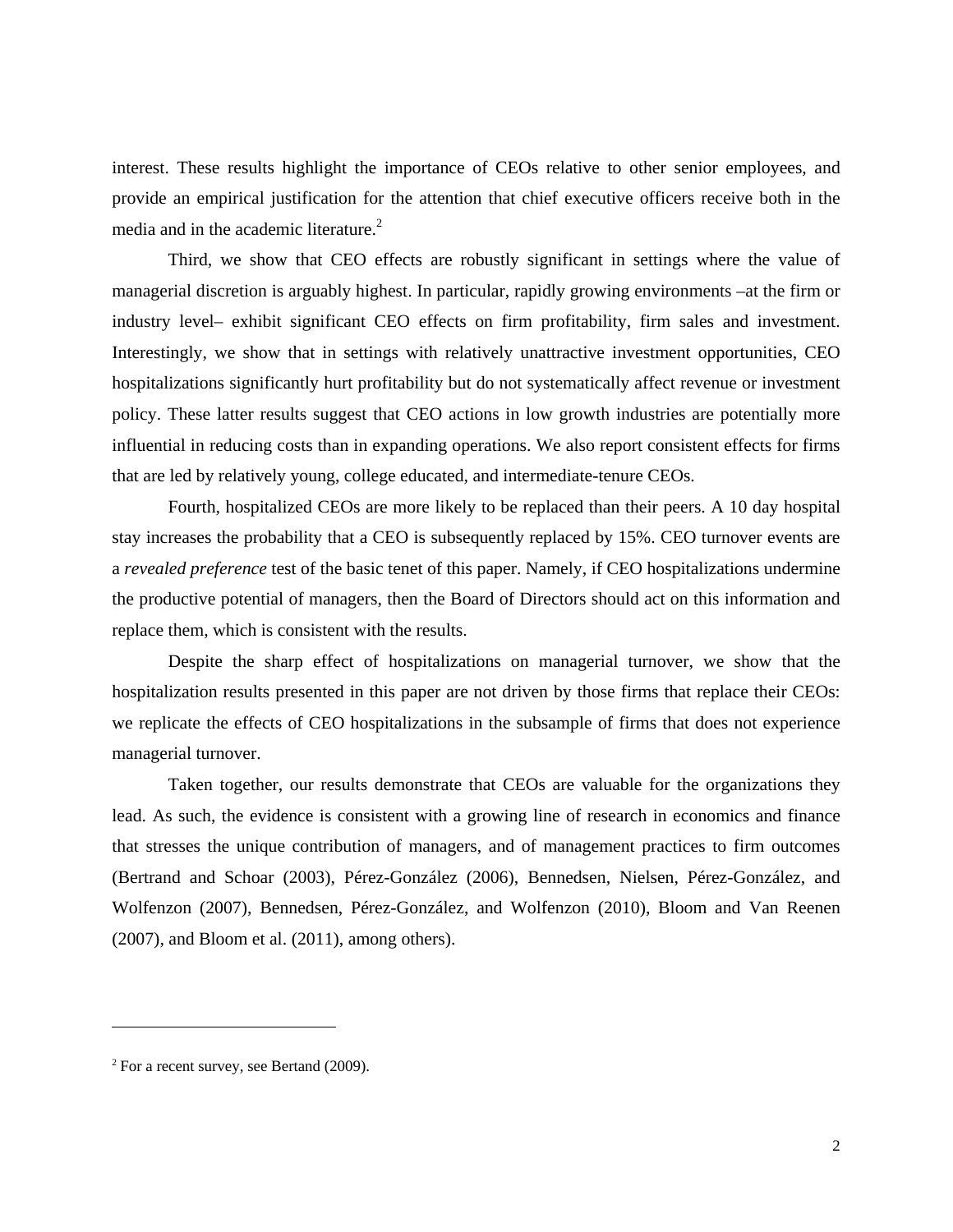interest. These results highlight the importance of CEOs relative to other senior employees, and provide an empirical justification for the attention that chief executive officers receive both in the media and in the academic literature.[2]

Third, we show that CEO effects are robustly significant in settings where the value of managerial discretion is arguably highest. In particular, rapidly growing environments –at the firm or industry level– exhibit significant CEO effects on firm profitability, firm sales and investment. Interestingly, we show that in settings with relatively unattractive investment opportunities, CEO hospitalizations significantly hurt profitability but do not systematically affect revenue or investment policy. These latter results suggest that CEO actions in low growth industries are potentially more influential in reducing costs than in expanding operations. We also report consistent effects for firms that are led by relatively young, college educated, and intermediate-tenure CEOs.

Fourth, hospitalized CEOs are more likely to be replaced than their peers. A 10 day hospital stay increases the probability that a CEO is subsequently replaced by 15%. CEO turnover events are a *revealed preference* test of the basic tenet of this paper. Namely, if CEO hospitalizations undermine the productive potential of managers, then the Board of Directors should act on this information and replace them, which is consistent with the results.

Despite the sharp effect of hospitalizations on managerial turnover, we show that the hospitalization results presented in this paper are not driven by those firms that replace their CEOs: we replicate the effects of CEO hospitalizations in the subsample of firms that does not experience managerial turnover.

Taken together, our results demonstrate that CEOs are valuable for the organizations they lead. As such, the evidence is consistent with a growing line of research in economics and finance that stresses the unique contribution of managers, and of management practices to firm outcomes (Bertrand and Schoar (2003), Pérez-González (2006), Bennedsen, Nielsen, Pérez-González, and Wolfenzon (2007), Bennedsen, Pérez-González, and Wolfenzon (2010), Bloom and Van Reenen (2007), and Bloom et al. (2011), among others).

---

[2] For a recent survey, see Bertand (2009).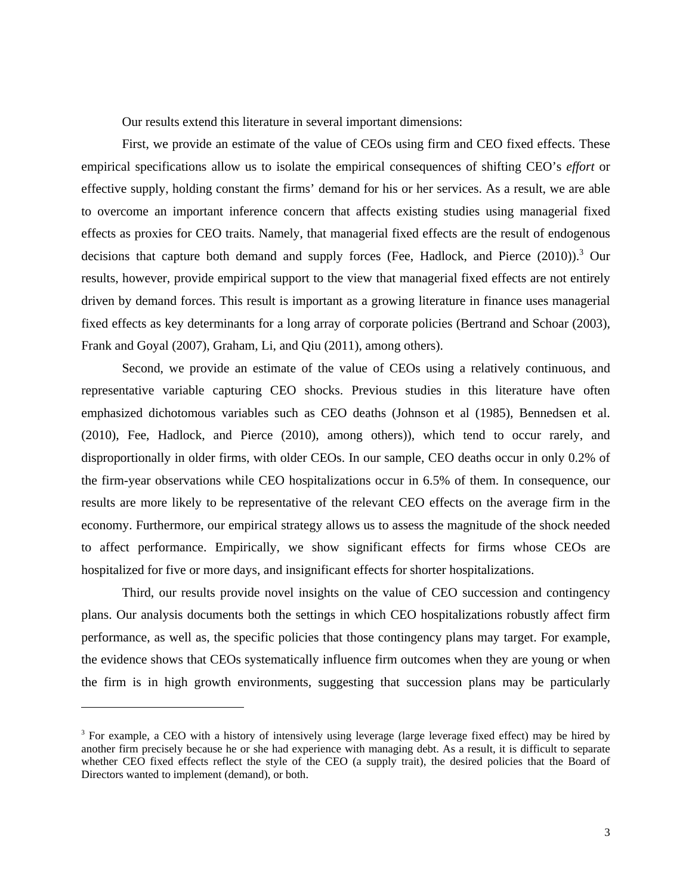Our results extend this literature in several important dimensions:

First, we provide an estimate of the value of CEOs using firm and CEO fixed effects. These empirical specifications allow us to isolate the empirical consequences of shifting CEO's *effort* or effective supply, holding constant the firms' demand for his or her services. As a result, we are able to overcome an important inference concern that affects existing studies using managerial fixed effects as proxies for CEO traits. Namely, that managerial fixed effects are the result of endogenous decisions that capture both demand and supply forces (Fee, Hadlock, and Pierce (2010)).[3] Our results, however, provide empirical support to the view that managerial fixed effects are not entirely driven by demand forces. This result is important as a growing literature in finance uses managerial fixed effects as key determinants for a long array of corporate policies (Bertrand and Schoar (2003), Frank and Goyal (2007), Graham, Li, and Qiu (2011), among others).

Second, we provide an estimate of the value of CEOs using a relatively continuous, and representative variable capturing CEO shocks. Previous studies in this literature have often emphasized dichotomous variables such as CEO deaths (Johnson et al (1985), Bennedsen et al. (2010), Fee, Hadlock, and Pierce (2010), among others)), which tend to occur rarely, and disproportionally in older firms, with older CEOs. In our sample, CEO deaths occur in only 0.2% of the firm-year observations while CEO hospitalizations occur in 6.5% of them. In consequence, our results are more likely to be representative of the relevant CEO effects on the average firm in the economy. Furthermore, our empirical strategy allows us to assess the magnitude of the shock needed to affect performance. Empirically, we show significant effects for firms whose CEOs are hospitalized for five or more days, and insignificant effects for shorter hospitalizations.

Third, our results provide novel insights on the value of CEO succession and contingency plans. Our analysis documents both the settings in which CEO hospitalizations robustly affect firm performance, as well as, the specific policies that those contingency plans may target. For example, the evidence shows that CEOs systematically influence firm outcomes when they are young or when the firm is in high growth environments, suggesting that succession plans may be particularly

---

[3] For example, a CEO with a history of intensively using leverage (large leverage fixed effect) may be hired by another firm precisely because he or she had experience with managing debt. As a result, it is difficult to separate whether CEO fixed effects reflect the style of the CEO (a supply trait), the desired policies that the Board of Directors wanted to implement (demand), or both.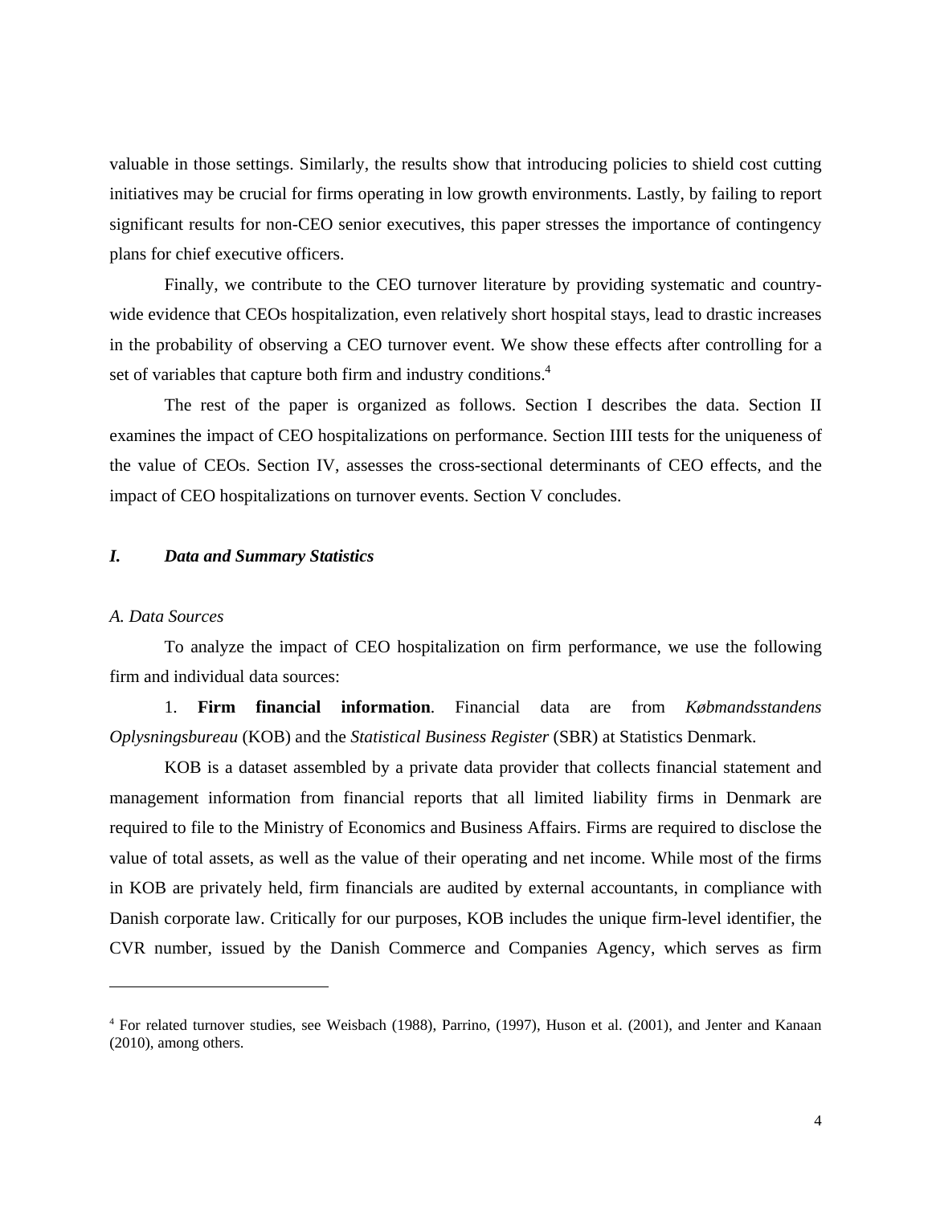valuable in those settings. Similarly, the results show that introducing policies to shield cost cutting initiatives may be crucial for firms operating in low growth environments. Lastly, by failing to report significant results for non-CEO senior executives, this paper stresses the importance of contingency plans for chief executive officers.

Finally, we contribute to the CEO turnover literature by providing systematic and country-wide evidence that CEOs hospitalization, even relatively short hospital stays, lead to drastic increases in the probability of observing a CEO turnover event. We show these effects after controlling for a set of variables that capture both firm and industry conditions.[4]

The rest of the paper is organized as follows. Section I describes the data. Section II examines the impact of CEO hospitalizations on performance. Section IIII tests for the uniqueness of the value of CEOs. Section IV, assesses the cross-sectional determinants of CEO effects, and the impact of CEO hospitalizations on turnover events. Section V concludes.

## *I. Data and Summary Statistics*

### *A. Data Sources*

To analyze the impact of CEO hospitalization on firm performance, we use the following firm and individual data sources:

1. **Firm financial information**. Financial data are from *Købmandsstandens Oplysningsbureau* (KOB) and the *Statistical Business Register* (SBR) at Statistics Denmark.

KOB is a dataset assembled by a private data provider that collects financial statement and management information from financial reports that all limited liability firms in Denmark are required to file to the Ministry of Economics and Business Affairs. Firms are required to disclose the value of total assets, as well as the value of their operating and net income. While most of the firms in KOB are privately held, firm financials are audited by external accountants, in compliance with Danish corporate law. Critically for our purposes, KOB includes the unique firm-level identifier, the CVR number, issued by the Danish Commerce and Companies Agency, which serves as firm

[4] For related turnover studies, see Weisbach (1988), Parrino, (1997), Huson et al. (2001), and Jenter and Kanaan (2010), among others.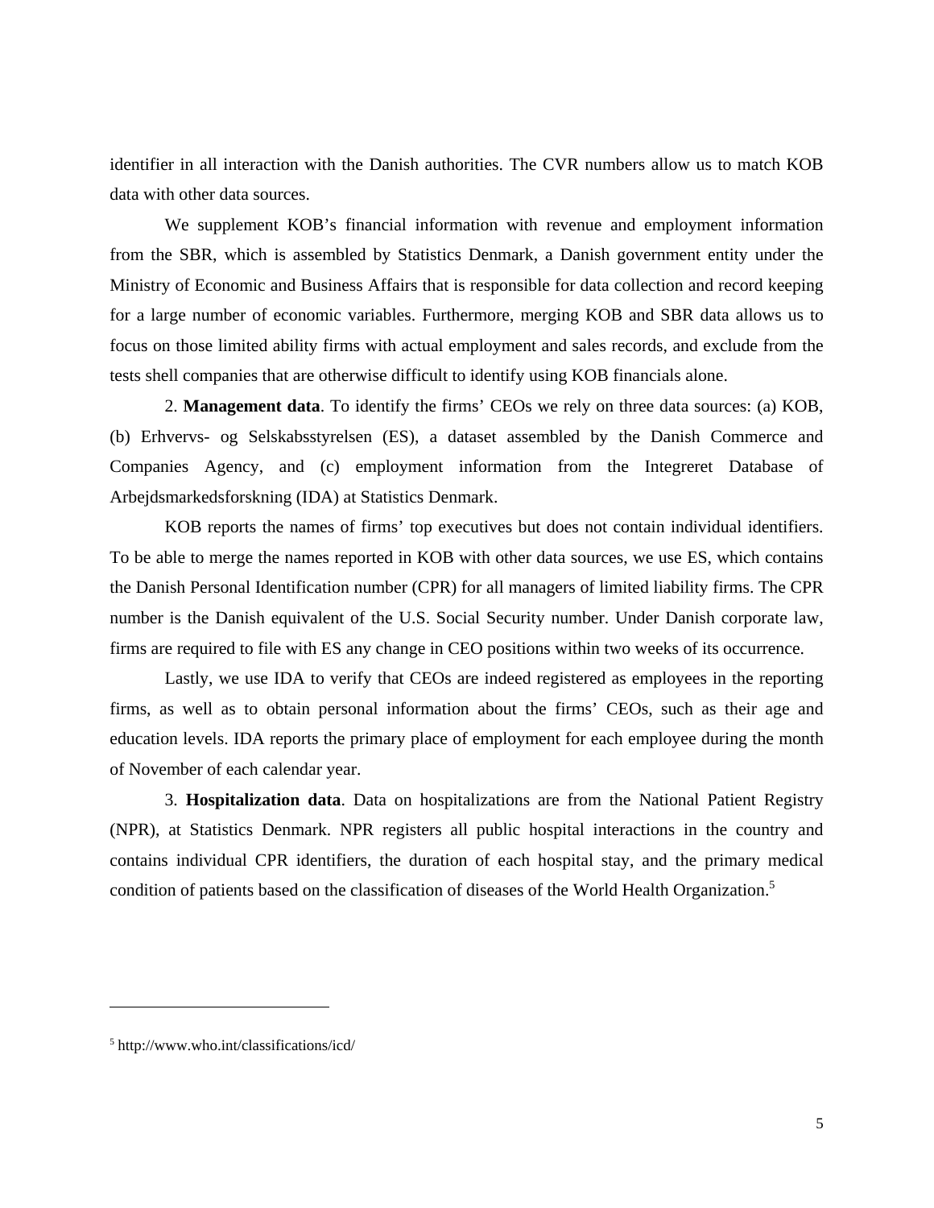identifier in all interaction with the Danish authorities. The CVR numbers allow us to match KOB data with other data sources.

We supplement KOB's financial information with revenue and employment information from the SBR, which is assembled by Statistics Denmark, a Danish government entity under the Ministry of Economic and Business Affairs that is responsible for data collection and record keeping for a large number of economic variables. Furthermore, merging KOB and SBR data allows us to focus on those limited ability firms with actual employment and sales records, and exclude from the tests shell companies that are otherwise difficult to identify using KOB financials alone.

2. **Management data**. To identify the firms' CEOs we rely on three data sources: (a) KOB, (b) Erhvervs- og Selskabsstyrelsen (ES), a dataset assembled by the Danish Commerce and Companies Agency, and (c) employment information from the Integreret Database of Arbejdsmarkedsforskning (IDA) at Statistics Denmark.

KOB reports the names of firms' top executives but does not contain individual identifiers. To be able to merge the names reported in KOB with other data sources, we use ES, which contains the Danish Personal Identification number (CPR) for all managers of limited liability firms. The CPR number is the Danish equivalent of the U.S. Social Security number. Under Danish corporate law, firms are required to file with ES any change in CEO positions within two weeks of its occurrence.

Lastly, we use IDA to verify that CEOs are indeed registered as employees in the reporting firms, as well as to obtain personal information about the firms' CEOs, such as their age and education levels. IDA reports the primary place of employment for each employee during the month of November of each calendar year.

3. **Hospitalization data**. Data on hospitalizations are from the National Patient Registry (NPR), at Statistics Denmark. NPR registers all public hospital interactions in the country and contains individual CPR identifiers, the duration of each hospital stay, and the primary medical condition of patients based on the classification of diseases of the World Health Organization.[5]

---

[5] http://www.who.int/classifications/icd/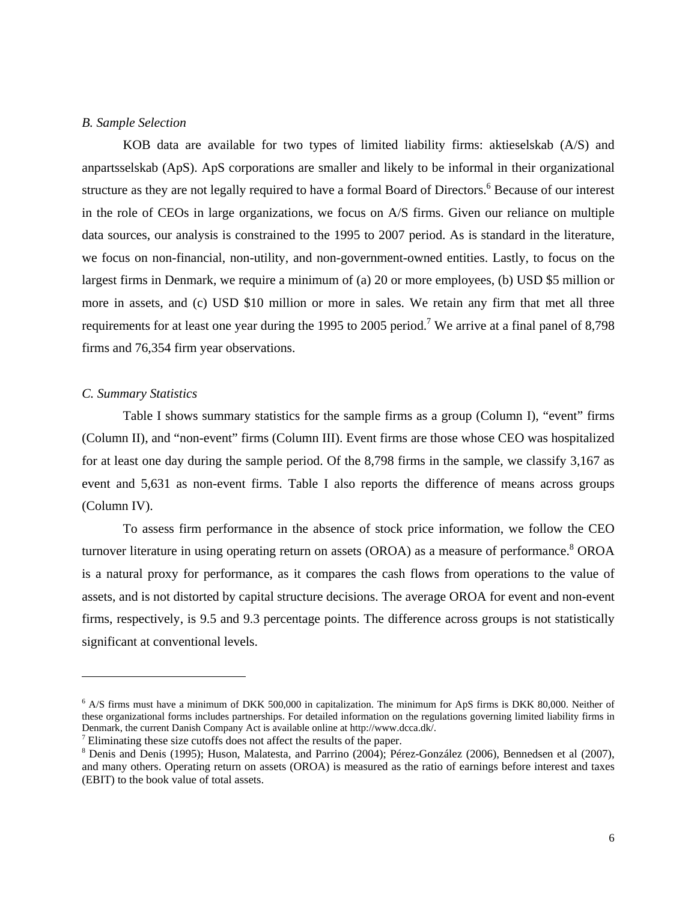### *B. Sample Selection*

KOB data are available for two types of limited liability firms: aktieselskab (A/S) and anpartsselskab (ApS). ApS corporations are smaller and likely to be informal in their organizational structure as they are not legally required to have a formal Board of Directors.[6] Because of our interest in the role of CEOs in large organizations, we focus on A/S firms. Given our reliance on multiple data sources, our analysis is constrained to the 1995 to 2007 period. As is standard in the literature, we focus on non-financial, non-utility, and non-government-owned entities. Lastly, to focus on the largest firms in Denmark, we require a minimum of (a) 20 or more employees, (b) USD $5 million or more in assets, and (c) USD $10 million or more in sales. We retain any firm that met all three requirements for at least one year during the 1995 to 2005 period.[7] We arrive at a final panel of 8,798 firms and 76,354 firm year observations.

### *C. Summary Statistics*

Table I shows summary statistics for the sample firms as a group (Column I), "event" firms (Column II), and "non-event" firms (Column III). Event firms are those whose CEO was hospitalized for at least one day during the sample period. Of the 8,798 firms in the sample, we classify 3,167 as event and 5,631 as non-event firms. Table I also reports the difference of means across groups (Column IV).

To assess firm performance in the absence of stock price information, we follow the CEO turnover literature in using operating return on assets (OROA) as a measure of performance.[8] OROA is a natural proxy for performance, as it compares the cash flows from operations to the value of assets, and is not distorted by capital structure decisions. The average OROA for event and non-event firms, respectively, is 9.5 and 9.3 percentage points. The difference across groups is not statistically significant at conventional levels.

---

[6] A/S firms must have a minimum of DKK 500,000 in capitalization. The minimum for ApS firms is DKK 80,000. Neither of these organizational forms includes partnerships. For detailed information on the regulations governing limited liability firms in Denmark, the current Danish Company Act is available online at http://www.dcca.dk/.

[7] Eliminating these size cutoffs does not affect the results of the paper.

[8] Denis and Denis (1995); Huson, Malatesta, and Parrino (2004); Pérez-González (2006), Bennedsen et al (2007), and many others. Operating return on assets (OROA) is measured as the ratio of earnings before interest and taxes (EBIT) to the book value of total assets.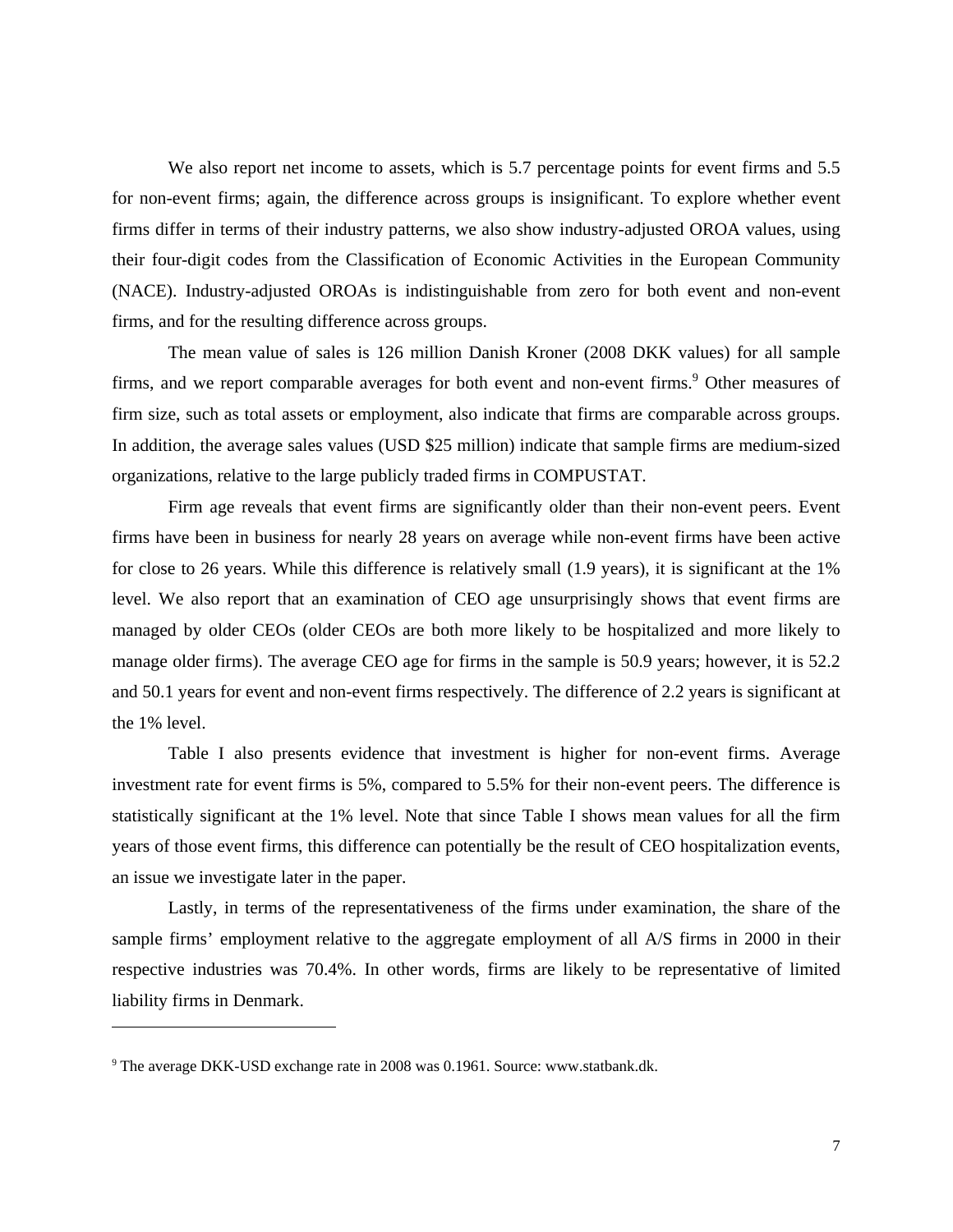We also report net income to assets, which is 5.7 percentage points for event firms and 5.5 for non-event firms; again, the difference across groups is insignificant. To explore whether event firms differ in terms of their industry patterns, we also show industry-adjusted OROA values, using their four-digit codes from the Classification of Economic Activities in the European Community (NACE). Industry-adjusted OROAs is indistinguishable from zero for both event and non-event firms, and for the resulting difference across groups.

The mean value of sales is 126 million Danish Kroner (2008 DKK values) for all sample firms, and we report comparable averages for both event and non-event firms.[9] Other measures of firm size, such as total assets or employment, also indicate that firms are comparable across groups. In addition, the average sales values (USD $25 million) indicate that sample firms are medium-sized organizations, relative to the large publicly traded firms in COMPUSTAT.

Firm age reveals that event firms are significantly older than their non-event peers. Event firms have been in business for nearly 28 years on average while non-event firms have been active for close to 26 years. While this difference is relatively small (1.9 years), it is significant at the 1% level. We also report that an examination of CEO age unsurprisingly shows that event firms are managed by older CEOs (older CEOs are both more likely to be hospitalized and more likely to manage older firms). The average CEO age for firms in the sample is 50.9 years; however, it is 52.2 and 50.1 years for event and non-event firms respectively. The difference of 2.2 years is significant at the 1% level.

Table I also presents evidence that investment is higher for non-event firms. Average investment rate for event firms is 5%, compared to 5.5% for their non-event peers. The difference is statistically significant at the 1% level. Note that since Table I shows mean values for all the firm years of those event firms, this difference can potentially be the result of CEO hospitalization events, an issue we investigate later in the paper.

Lastly, in terms of the representativeness of the firms under examination, the share of the sample firms' employment relative to the aggregate employment of all A/S firms in 2000 in their respective industries was 70.4%. In other words, firms are likely to be representative of limited liability firms in Denmark.

---

[9] The average DKK-USD exchange rate in 2008 was 0.1961. Source: www.statbank.dk.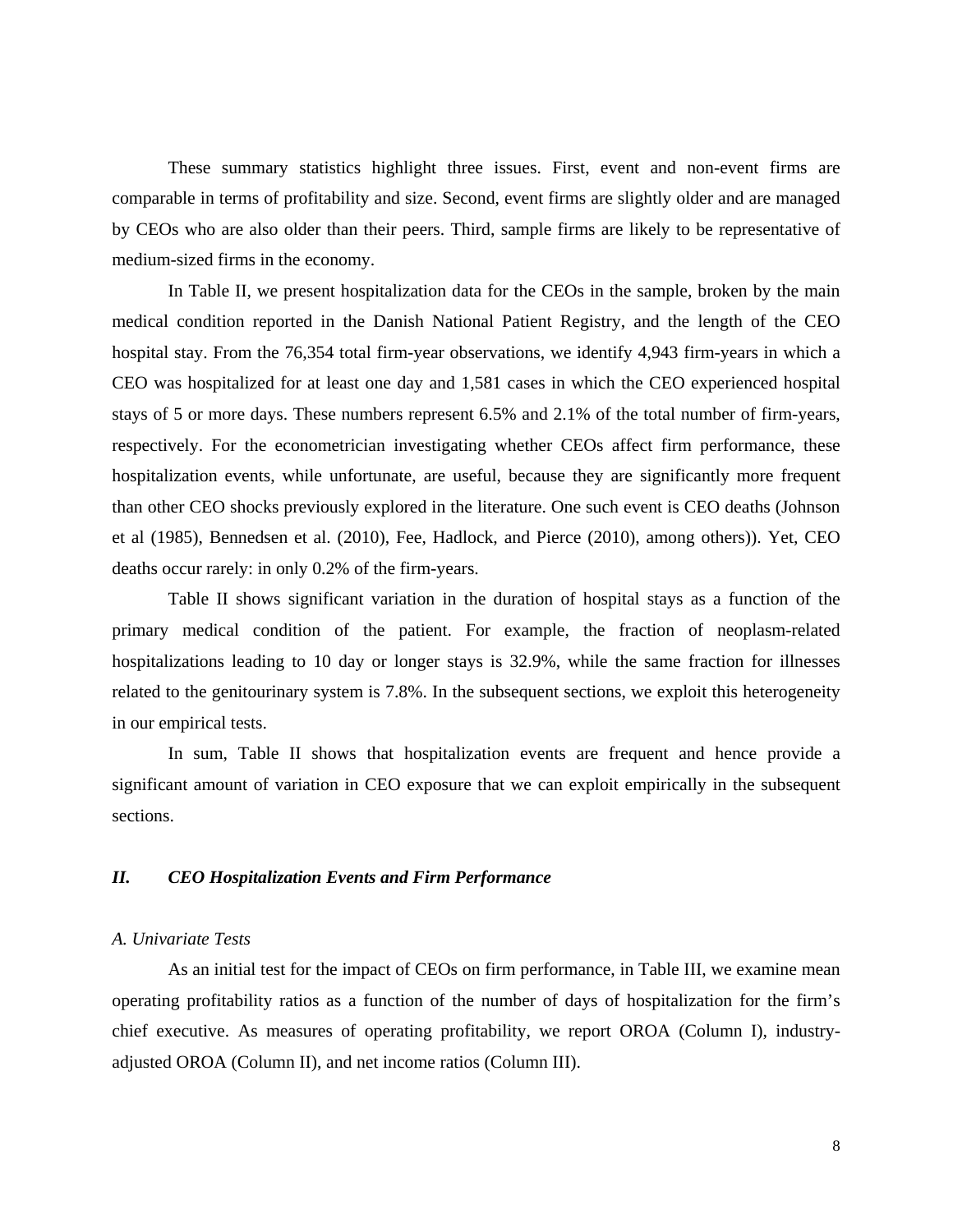These summary statistics highlight three issues. First, event and non-event firms are comparable in terms of profitability and size. Second, event firms are slightly older and are managed by CEOs who are also older than their peers. Third, sample firms are likely to be representative of medium-sized firms in the economy.

In Table II, we present hospitalization data for the CEOs in the sample, broken by the main medical condition reported in the Danish National Patient Registry, and the length of the CEO hospital stay. From the 76,354 total firm-year observations, we identify 4,943 firm-years in which a CEO was hospitalized for at least one day and 1,581 cases in which the CEO experienced hospital stays of 5 or more days. These numbers represent 6.5% and 2.1% of the total number of firm-years, respectively. For the econometrician investigating whether CEOs affect firm performance, these hospitalization events, while unfortunate, are useful, because they are significantly more frequent than other CEO shocks previously explored in the literature. One such event is CEO deaths (Johnson et al (1985), Bennedsen et al. (2010), Fee, Hadlock, and Pierce (2010), among others)). Yet, CEO deaths occur rarely: in only 0.2% of the firm-years.

Table II shows significant variation in the duration of hospital stays as a function of the primary medical condition of the patient. For example, the fraction of neoplasm-related hospitalizations leading to 10 day or longer stays is 32.9%, while the same fraction for illnesses related to the genitourinary system is 7.8%. In the subsequent sections, we exploit this heterogeneity in our empirical tests.

In sum, Table II shows that hospitalization events are frequent and hence provide a significant amount of variation in CEO exposure that we can exploit empirically in the subsequent sections.

## *II. CEO Hospitalization Events and Firm Performance*

### *A. Univariate Tests*

As an initial test for the impact of CEOs on firm performance, in Table III, we examine mean operating profitability ratios as a function of the number of days of hospitalization for the firm's chief executive. As measures of operating profitability, we report OROA (Column I), industry-adjusted OROA (Column II), and net income ratios (Column III).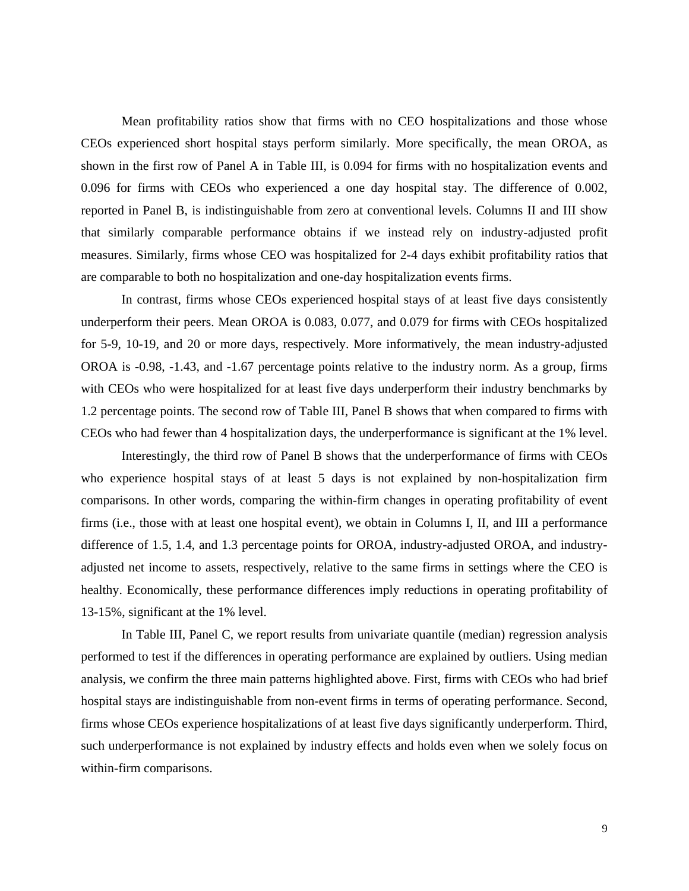Mean profitability ratios show that firms with no CEO hospitalizations and those whose CEOs experienced short hospital stays perform similarly. More specifically, the mean OROA, as shown in the first row of Panel A in Table III, is 0.094 for firms with no hospitalization events and 0.096 for firms with CEOs who experienced a one day hospital stay. The difference of 0.002, reported in Panel B, is indistinguishable from zero at conventional levels. Columns II and III show that similarly comparable performance obtains if we instead rely on industry-adjusted profit measures. Similarly, firms whose CEO was hospitalized for 2-4 days exhibit profitability ratios that are comparable to both no hospitalization and one-day hospitalization events firms.

In contrast, firms whose CEOs experienced hospital stays of at least five days consistently underperform their peers. Mean OROA is 0.083, 0.077, and 0.079 for firms with CEOs hospitalized for 5-9, 10-19, and 20 or more days, respectively. More informatively, the mean industry-adjusted OROA is -0.98, -1.43, and -1.67 percentage points relative to the industry norm. As a group, firms with CEOs who were hospitalized for at least five days underperform their industry benchmarks by 1.2 percentage points. The second row of Table III, Panel B shows that when compared to firms with CEOs who had fewer than 4 hospitalization days, the underperformance is significant at the 1% level.

Interestingly, the third row of Panel B shows that the underperformance of firms with CEOs who experience hospital stays of at least 5 days is not explained by non-hospitalization firm comparisons. In other words, comparing the within-firm changes in operating profitability of event firms (i.e., those with at least one hospital event), we obtain in Columns I, II, and III a performance difference of 1.5, 1.4, and 1.3 percentage points for OROA, industry-adjusted OROA, and industry-adjusted net income to assets, respectively, relative to the same firms in settings where the CEO is healthy. Economically, these performance differences imply reductions in operating profitability of 13-15%, significant at the 1% level.

In Table III, Panel C, we report results from univariate quantile (median) regression analysis performed to test if the differences in operating performance are explained by outliers. Using median analysis, we confirm the three main patterns highlighted above. First, firms with CEOs who had brief hospital stays are indistinguishable from non-event firms in terms of operating performance. Second, firms whose CEOs experience hospitalizations of at least five days significantly underperform. Third, such underperformance is not explained by industry effects and holds even when we solely focus on within-firm comparisons.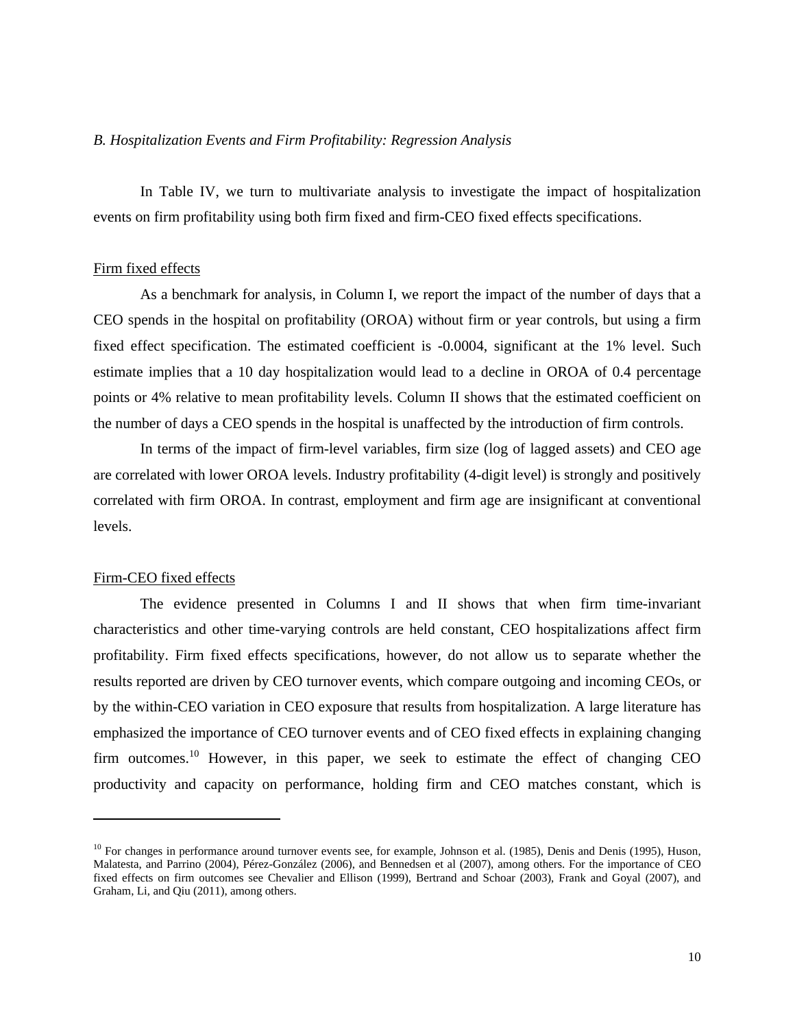*B. Hospitalization Events and Firm Profitability: Regression Analysis*

In Table IV, we turn to multivariate analysis to investigate the impact of hospitalization events on firm profitability using both firm fixed and firm-CEO fixed effects specifications.

Firm fixed effects

As a benchmark for analysis, in Column I, we report the impact of the number of days that a CEO spends in the hospital on profitability (OROA) without firm or year controls, but using a firm fixed effect specification. The estimated coefficient is -0.0004, significant at the 1% level. Such estimate implies that a 10 day hospitalization would lead to a decline in OROA of 0.4 percentage points or 4% relative to mean profitability levels. Column II shows that the estimated coefficient on the number of days a CEO spends in the hospital is unaffected by the introduction of firm controls.

In terms of the impact of firm-level variables, firm size (log of lagged assets) and CEO age are correlated with lower OROA levels. Industry profitability (4-digit level) is strongly and positively correlated with firm OROA. In contrast, employment and firm age are insignificant at conventional levels.

Firm-CEO fixed effects

The evidence presented in Columns I and II shows that when firm time-invariant characteristics and other time-varying controls are held constant, CEO hospitalizations affect firm profitability. Firm fixed effects specifications, however, do not allow us to separate whether the results reported are driven by CEO turnover events, which compare outgoing and incoming CEOs, or by the within-CEO variation in CEO exposure that results from hospitalization. A large literature has emphasized the importance of CEO turnover events and of CEO fixed effects in explaining changing firm outcomes.[10] However, in this paper, we seek to estimate the effect of changing CEO productivity and capacity on performance, holding firm and CEO matches constant, which is

---

[10] For changes in performance around turnover events see, for example, Johnson et al. (1985), Denis and Denis (1995), Huson, Malatesta, and Parrino (2004), Pérez-González (2006), and Bennedsen et al (2007), among others. For the importance of CEO fixed effects on firm outcomes see Chevalier and Ellison (1999), Bertrand and Schoar (2003), Frank and Goyal (2007), and Graham, Li, and Qiu (2011), among others.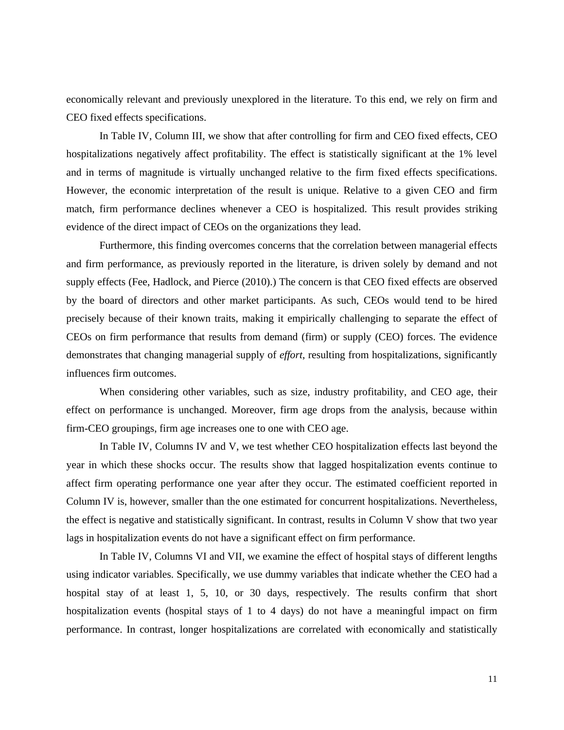economically relevant and previously unexplored in the literature. To this end, we rely on firm and CEO fixed effects specifications.

In Table IV, Column III, we show that after controlling for firm and CEO fixed effects, CEO hospitalizations negatively affect profitability. The effect is statistically significant at the 1% level and in terms of magnitude is virtually unchanged relative to the firm fixed effects specifications. However, the economic interpretation of the result is unique. Relative to a given CEO and firm match, firm performance declines whenever a CEO is hospitalized. This result provides striking evidence of the direct impact of CEOs on the organizations they lead.

Furthermore, this finding overcomes concerns that the correlation between managerial effects and firm performance, as previously reported in the literature, is driven solely by demand and not supply effects (Fee, Hadlock, and Pierce (2010).) The concern is that CEO fixed effects are observed by the board of directors and other market participants. As such, CEOs would tend to be hired precisely because of their known traits, making it empirically challenging to separate the effect of CEOs on firm performance that results from demand (firm) or supply (CEO) forces. The evidence demonstrates that changing managerial supply of *effort*, resulting from hospitalizations, significantly influences firm outcomes.

When considering other variables, such as size, industry profitability, and CEO age, their effect on performance is unchanged. Moreover, firm age drops from the analysis, because within firm-CEO groupings, firm age increases one to one with CEO age.

In Table IV, Columns IV and V, we test whether CEO hospitalization effects last beyond the year in which these shocks occur. The results show that lagged hospitalization events continue to affect firm operating performance one year after they occur. The estimated coefficient reported in Column IV is, however, smaller than the one estimated for concurrent hospitalizations. Nevertheless, the effect is negative and statistically significant. In contrast, results in Column V show that two year lags in hospitalization events do not have a significant effect on firm performance.

In Table IV, Columns VI and VII, we examine the effect of hospital stays of different lengths using indicator variables. Specifically, we use dummy variables that indicate whether the CEO had a hospital stay of at least 1, 5, 10, or 30 days, respectively. The results confirm that short hospitalization events (hospital stays of 1 to 4 days) do not have a meaningful impact on firm performance. In contrast, longer hospitalizations are correlated with economically and statistically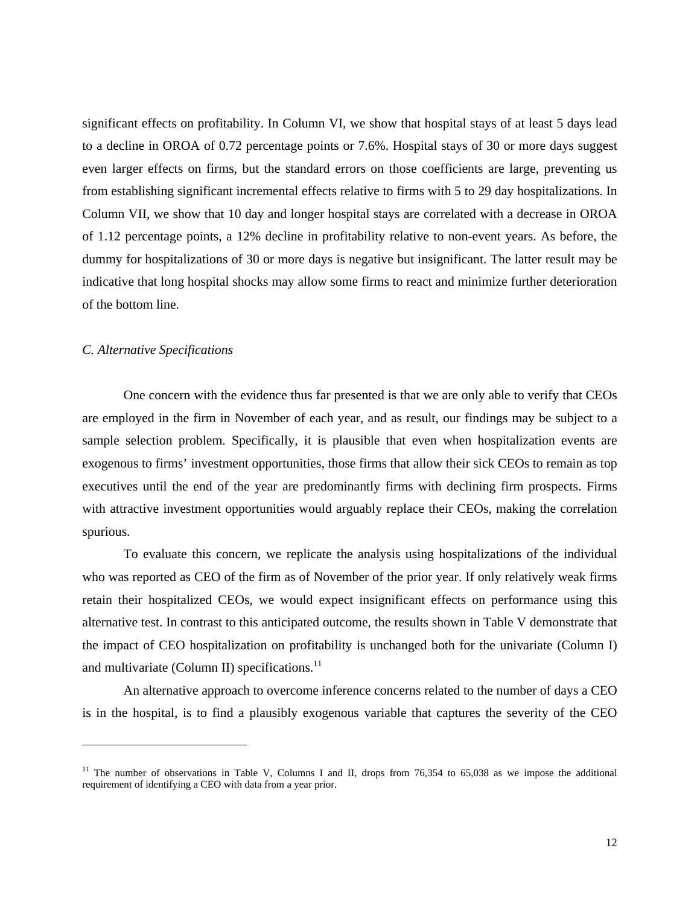significant effects on profitability. In Column VI, we show that hospital stays of at least 5 days lead to a decline in OROA of 0.72 percentage points or 7.6%. Hospital stays of 30 or more days suggest even larger effects on firms, but the standard errors on those coefficients are large, preventing us from establishing significant incremental effects relative to firms with 5 to 29 day hospitalizations. In Column VII, we show that 10 day and longer hospital stays are correlated with a decrease in OROA of 1.12 percentage points, a 12% decline in profitability relative to non-event years. As before, the dummy for hospitalizations of 30 or more days is negative but insignificant. The latter result may be indicative that long hospital shocks may allow some firms to react and minimize further deterioration of the bottom line.

### *C. Alternative Specifications*

One concern with the evidence thus far presented is that we are only able to verify that CEOs are employed in the firm in November of each year, and as result, our findings may be subject to a sample selection problem. Specifically, it is plausible that even when hospitalization events are exogenous to firms' investment opportunities, those firms that allow their sick CEOs to remain as top executives until the end of the year are predominantly firms with declining firm prospects. Firms with attractive investment opportunities would arguably replace their CEOs, making the correlation spurious.

To evaluate this concern, we replicate the analysis using hospitalizations of the individual who was reported as CEO of the firm as of November of the prior year. If only relatively weak firms retain their hospitalized CEOs, we would expect insignificant effects on performance using this alternative test. In contrast to this anticipated outcome, the results shown in Table V demonstrate that the impact of CEO hospitalization on profitability is unchanged both for the univariate (Column I) and multivariate (Column II) specifications.[11]

An alternative approach to overcome inference concerns related to the number of days a CEO is in the hospital, is to find a plausibly exogenous variable that captures the severity of the CEO

---

[11] The number of observations in Table V, Columns I and II, drops from 76,354 to 65,038 as we impose the additional requirement of identifying a CEO with data from a year prior.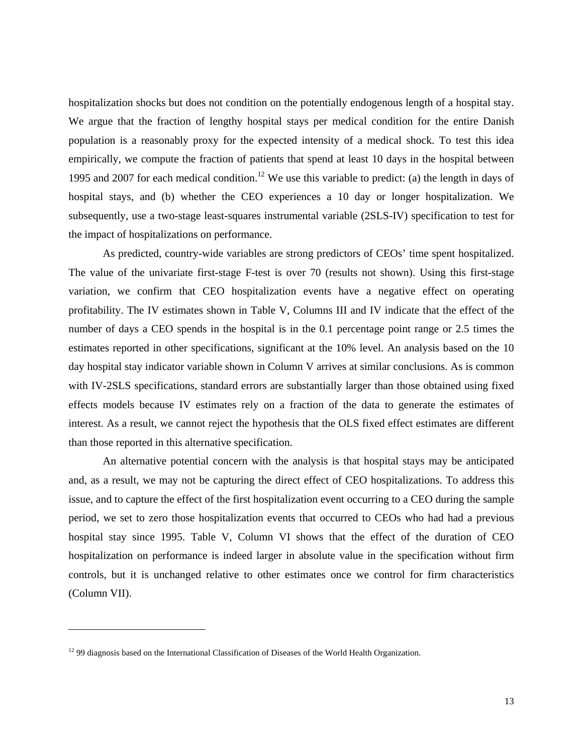hospitalization shocks but does not condition on the potentially endogenous length of a hospital stay. We argue that the fraction of lengthy hospital stays per medical condition for the entire Danish population is a reasonably proxy for the expected intensity of a medical shock. To test this idea empirically, we compute the fraction of patients that spend at least 10 days in the hospital between 1995 and 2007 for each medical condition.[12] We use this variable to predict: (a) the length in days of hospital stays, and (b) whether the CEO experiences a 10 day or longer hospitalization. We subsequently, use a two-stage least-squares instrumental variable (2SLS-IV) specification to test for the impact of hospitalizations on performance.

As predicted, country-wide variables are strong predictors of CEOs' time spent hospitalized. The value of the univariate first-stage F-test is over 70 (results not shown). Using this first-stage variation, we confirm that CEO hospitalization events have a negative effect on operating profitability. The IV estimates shown in Table V, Columns III and IV indicate that the effect of the number of days a CEO spends in the hospital is in the 0.1 percentage point range or 2.5 times the estimates reported in other specifications, significant at the 10% level. An analysis based on the 10 day hospital stay indicator variable shown in Column V arrives at similar conclusions. As is common with IV-2SLS specifications, standard errors are substantially larger than those obtained using fixed effects models because IV estimates rely on a fraction of the data to generate the estimates of interest. As a result, we cannot reject the hypothesis that the OLS fixed effect estimates are different than those reported in this alternative specification.

An alternative potential concern with the analysis is that hospital stays may be anticipated and, as a result, we may not be capturing the direct effect of CEO hospitalizations. To address this issue, and to capture the effect of the first hospitalization event occurring to a CEO during the sample period, we set to zero those hospitalization events that occurred to CEOs who had had a previous hospital stay since 1995. Table V, Column VI shows that the effect of the duration of CEO hospitalization on performance is indeed larger in absolute value in the specification without firm controls, but it is unchanged relative to other estimates once we control for firm characteristics (Column VII).

---

[12] 99 diagnosis based on the International Classification of Diseases of the World Health Organization.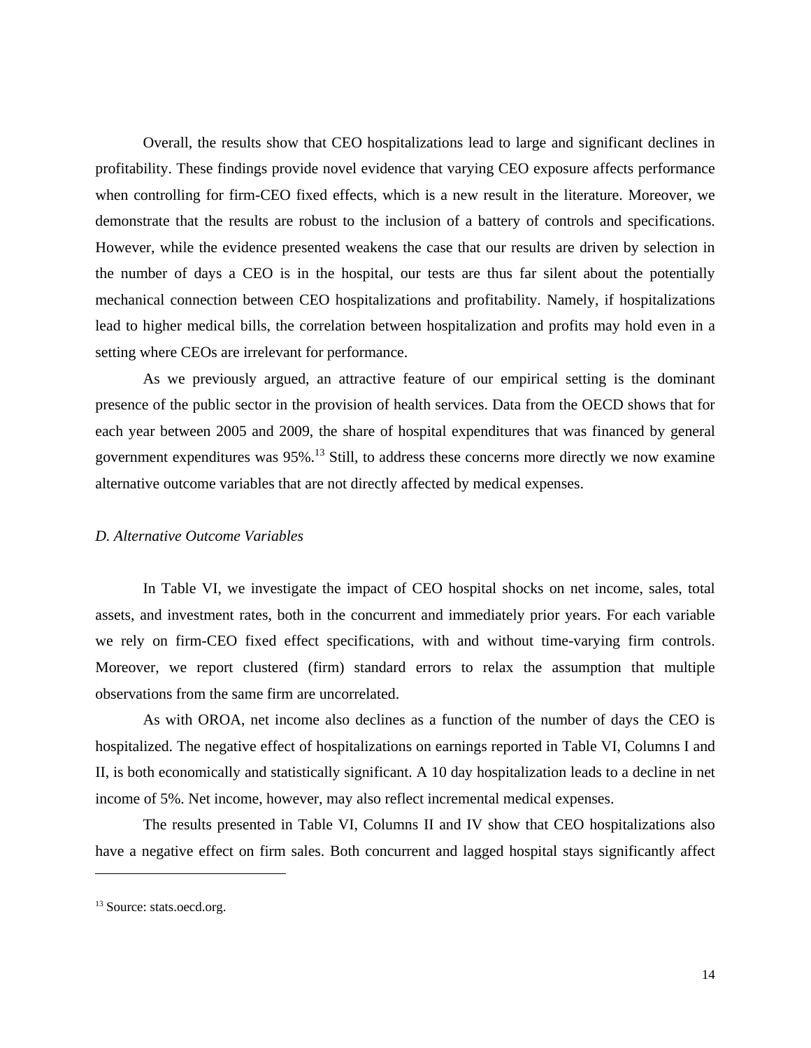Overall, the results show that CEO hospitalizations lead to large and significant declines in profitability. These findings provide novel evidence that varying CEO exposure affects performance when controlling for firm-CEO fixed effects, which is a new result in the literature. Moreover, we demonstrate that the results are robust to the inclusion of a battery of controls and specifications. However, while the evidence presented weakens the case that our results are driven by selection in the number of days a CEO is in the hospital, our tests are thus far silent about the potentially mechanical connection between CEO hospitalizations and profitability. Namely, if hospitalizations lead to higher medical bills, the correlation between hospitalization and profits may hold even in a setting where CEOs are irrelevant for performance.

As we previously argued, an attractive feature of our empirical setting is the dominant presence of the public sector in the provision of health services. Data from the OECD shows that for each year between 2005 and 2009, the share of hospital expenditures that was financed by general government expenditures was 95%.[13] Still, to address these concerns more directly we now examine alternative outcome variables that are not directly affected by medical expenses.

*D. Alternative Outcome Variables*

In Table VI, we investigate the impact of CEO hospital shocks on net income, sales, total assets, and investment rates, both in the concurrent and immediately prior years. For each variable we rely on firm-CEO fixed effect specifications, with and without time-varying firm controls. Moreover, we report clustered (firm) standard errors to relax the assumption that multiple observations from the same firm are uncorrelated.

As with OROA, net income also declines as a function of the number of days the CEO is hospitalized. The negative effect of hospitalizations on earnings reported in Table VI, Columns I and II, is both economically and statistically significant. A 10 day hospitalization leads to a decline in net income of 5%. Net income, however, may also reflect incremental medical expenses.

The results presented in Table VI, Columns II and IV show that CEO hospitalizations also have a negative effect on firm sales. Both concurrent and lagged hospital stays significantly affect

[13] Source: stats.oecd.org.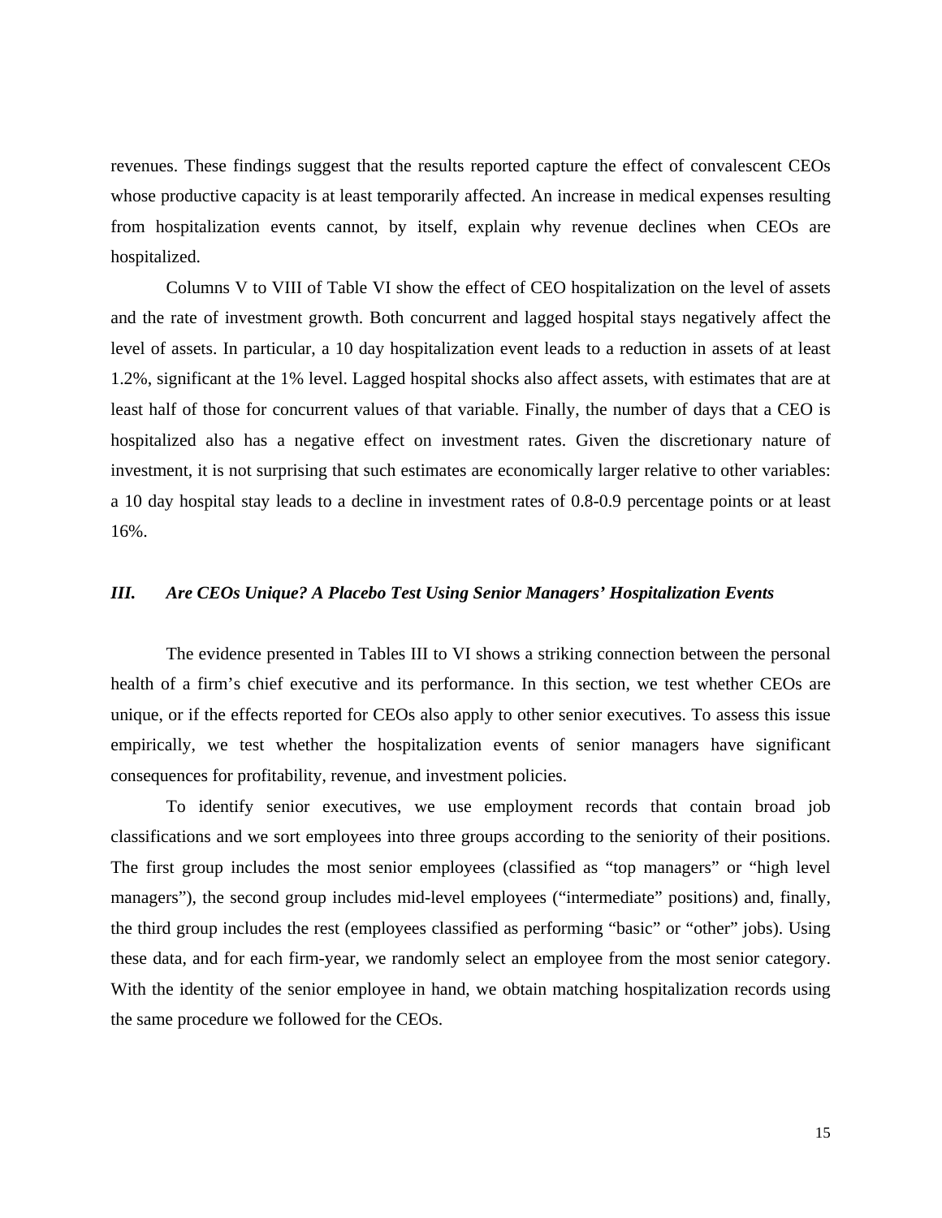revenues. These findings suggest that the results reported capture the effect of convalescent CEOs whose productive capacity is at least temporarily affected. An increase in medical expenses resulting from hospitalization events cannot, by itself, explain why revenue declines when CEOs are hospitalized.

Columns V to VIII of Table VI show the effect of CEO hospitalization on the level of assets and the rate of investment growth. Both concurrent and lagged hospital stays negatively affect the level of assets. In particular, a 10 day hospitalization event leads to a reduction in assets of at least 1.2%, significant at the 1% level. Lagged hospital shocks also affect assets, with estimates that are at least half of those for concurrent values of that variable. Finally, the number of days that a CEO is hospitalized also has a negative effect on investment rates. Given the discretionary nature of investment, it is not surprising that such estimates are economically larger relative to other variables: a 10 day hospital stay leads to a decline in investment rates of 0.8-0.9 percentage points or at least 16%.

### *III. Are CEOs Unique? A Placebo Test Using Senior Managers' Hospitalization Events*

The evidence presented in Tables III to VI shows a striking connection between the personal health of a firm's chief executive and its performance. In this section, we test whether CEOs are unique, or if the effects reported for CEOs also apply to other senior executives. To assess this issue empirically, we test whether the hospitalization events of senior managers have significant consequences for profitability, revenue, and investment policies.

To identify senior executives, we use employment records that contain broad job classifications and we sort employees into three groups according to the seniority of their positions. The first group includes the most senior employees (classified as "top managers" or "high level managers"), the second group includes mid-level employees ("intermediate" positions) and, finally, the third group includes the rest (employees classified as performing "basic" or "other" jobs). Using these data, and for each firm-year, we randomly select an employee from the most senior category. With the identity of the senior employee in hand, we obtain matching hospitalization records using the same procedure we followed for the CEOs.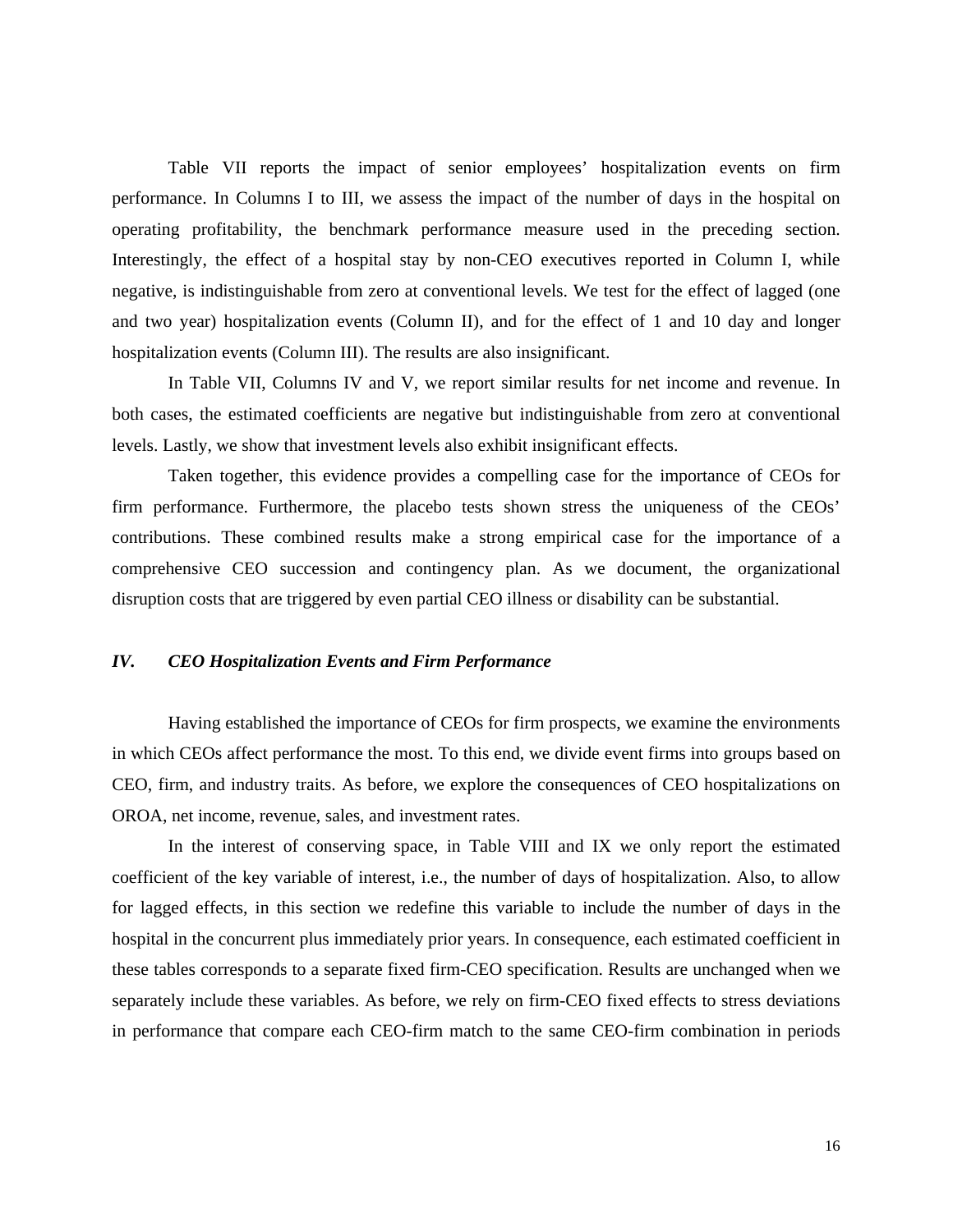Table VII reports the impact of senior employees' hospitalization events on firm performance. In Columns I to III, we assess the impact of the number of days in the hospital on operating profitability, the benchmark performance measure used in the preceding section. Interestingly, the effect of a hospital stay by non-CEO executives reported in Column I, while negative, is indistinguishable from zero at conventional levels. We test for the effect of lagged (one and two year) hospitalization events (Column II), and for the effect of 1 and 10 day and longer hospitalization events (Column III). The results are also insignificant.

In Table VII, Columns IV and V, we report similar results for net income and revenue. In both cases, the estimated coefficients are negative but indistinguishable from zero at conventional levels. Lastly, we show that investment levels also exhibit insignificant effects.

Taken together, this evidence provides a compelling case for the importance of CEOs for firm performance. Furthermore, the placebo tests shown stress the uniqueness of the CEOs' contributions. These combined results make a strong empirical case for the importance of a comprehensive CEO succession and contingency plan. As we document, the organizational disruption costs that are triggered by even partial CEO illness or disability can be substantial.

## *IV. CEO Hospitalization Events and Firm Performance*

Having established the importance of CEOs for firm prospects, we examine the environments in which CEOs affect performance the most. To this end, we divide event firms into groups based on CEO, firm, and industry traits. As before, we explore the consequences of CEO hospitalizations on OROA, net income, revenue, sales, and investment rates.

In the interest of conserving space, in Table VIII and IX we only report the estimated coefficient of the key variable of interest, i.e., the number of days of hospitalization. Also, to allow for lagged effects, in this section we redefine this variable to include the number of days in the hospital in the concurrent plus immediately prior years. In consequence, each estimated coefficient in these tables corresponds to a separate fixed firm-CEO specification. Results are unchanged when we separately include these variables. As before, we rely on firm-CEO fixed effects to stress deviations in performance that compare each CEO-firm match to the same CEO-firm combination in periods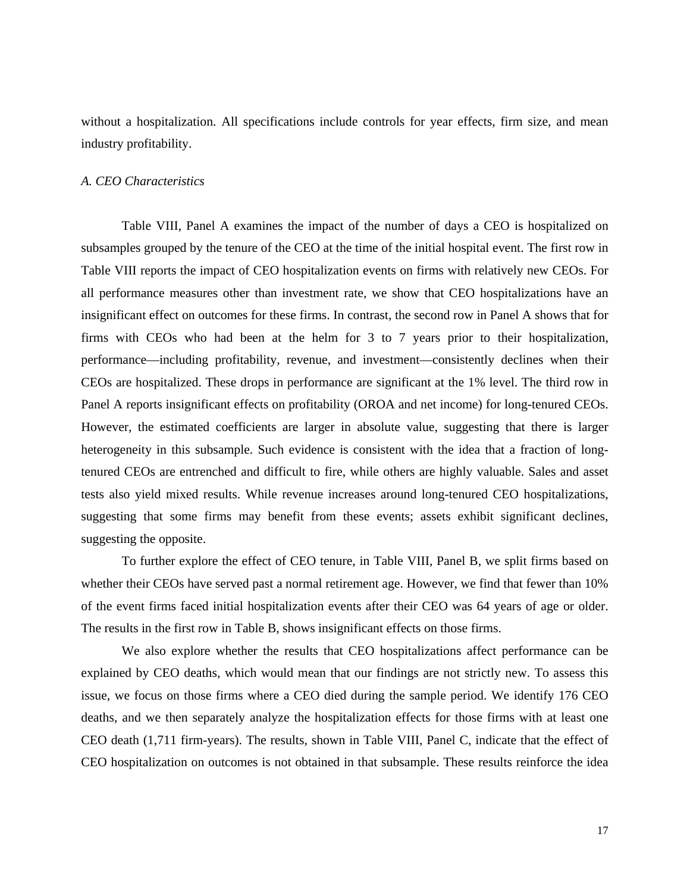without a hospitalization. All specifications include controls for year effects, firm size, and mean industry profitability.

*A. CEO Characteristics*

Table VIII, Panel A examines the impact of the number of days a CEO is hospitalized on subsamples grouped by the tenure of the CEO at the time of the initial hospital event. The first row in Table VIII reports the impact of CEO hospitalization events on firms with relatively new CEOs. For all performance measures other than investment rate, we show that CEO hospitalizations have an insignificant effect on outcomes for these firms. In contrast, the second row in Panel A shows that for firms with CEOs who had been at the helm for 3 to 7 years prior to their hospitalization, performance—including profitability, revenue, and investment—consistently declines when their CEOs are hospitalized. These drops in performance are significant at the 1% level. The third row in Panel A reports insignificant effects on profitability (OROA and net income) for long-tenured CEOs. However, the estimated coefficients are larger in absolute value, suggesting that there is larger heterogeneity in this subsample. Such evidence is consistent with the idea that a fraction of long-tenured CEOs are entrenched and difficult to fire, while others are highly valuable. Sales and asset tests also yield mixed results. While revenue increases around long-tenured CEO hospitalizations, suggesting that some firms may benefit from these events; assets exhibit significant declines, suggesting the opposite.

To further explore the effect of CEO tenure, in Table VIII, Panel B, we split firms based on whether their CEOs have served past a normal retirement age. However, we find that fewer than 10% of the event firms faced initial hospitalization events after their CEO was 64 years of age or older. The results in the first row in Table B, shows insignificant effects on those firms.

We also explore whether the results that CEO hospitalizations affect performance can be explained by CEO deaths, which would mean that our findings are not strictly new. To assess this issue, we focus on those firms where a CEO died during the sample period. We identify 176 CEO deaths, and we then separately analyze the hospitalization effects for those firms with at least one CEO death (1,711 firm-years). The results, shown in Table VIII, Panel C, indicate that the effect of CEO hospitalization on outcomes is not obtained in that subsample. These results reinforce the idea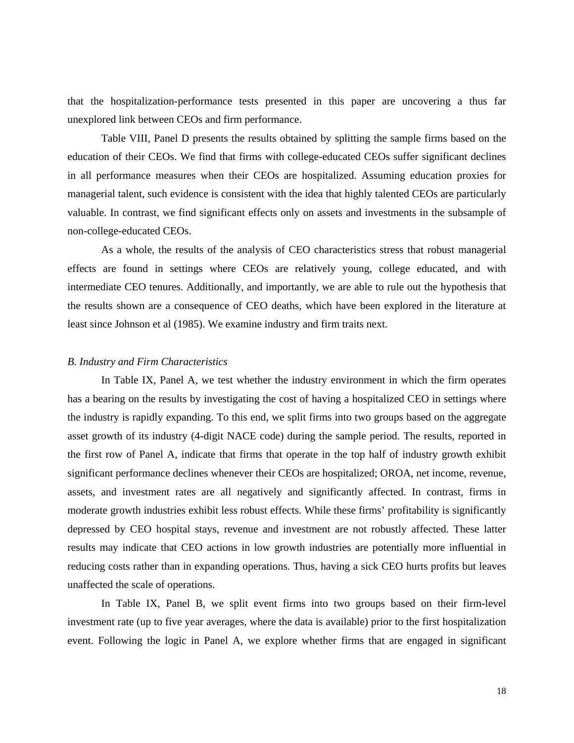that the hospitalization-performance tests presented in this paper are uncovering a thus far unexplored link between CEOs and firm performance.

Table VIII, Panel D presents the results obtained by splitting the sample firms based on the education of their CEOs. We find that firms with college-educated CEOs suffer significant declines in all performance measures when their CEOs are hospitalized. Assuming education proxies for managerial talent, such evidence is consistent with the idea that highly talented CEOs are particularly valuable. In contrast, we find significant effects only on assets and investments in the subsample of non-college-educated CEOs.

As a whole, the results of the analysis of CEO characteristics stress that robust managerial effects are found in settings where CEOs are relatively young, college educated, and with intermediate CEO tenures. Additionally, and importantly, we are able to rule out the hypothesis that the results shown are a consequence of CEO deaths, which have been explored in the literature at least since Johnson et al (1985). We examine industry and firm traits next.

### *B. Industry and Firm Characteristics*

In Table IX, Panel A, we test whether the industry environment in which the firm operates has a bearing on the results by investigating the cost of having a hospitalized CEO in settings where the industry is rapidly expanding. To this end, we split firms into two groups based on the aggregate asset growth of its industry (4-digit NACE code) during the sample period. The results, reported in the first row of Panel A, indicate that firms that operate in the top half of industry growth exhibit significant performance declines whenever their CEOs are hospitalized; OROA, net income, revenue, assets, and investment rates are all negatively and significantly affected. In contrast, firms in moderate growth industries exhibit less robust effects. While these firms' profitability is significantly depressed by CEO hospital stays, revenue and investment are not robustly affected. These latter results may indicate that CEO actions in low growth industries are potentially more influential in reducing costs rather than in expanding operations. Thus, having a sick CEO hurts profits but leaves unaffected the scale of operations.

In Table IX, Panel B, we split event firms into two groups based on their firm-level investment rate (up to five year averages, where the data is available) prior to the first hospitalization event. Following the logic in Panel A, we explore whether firms that are engaged in significant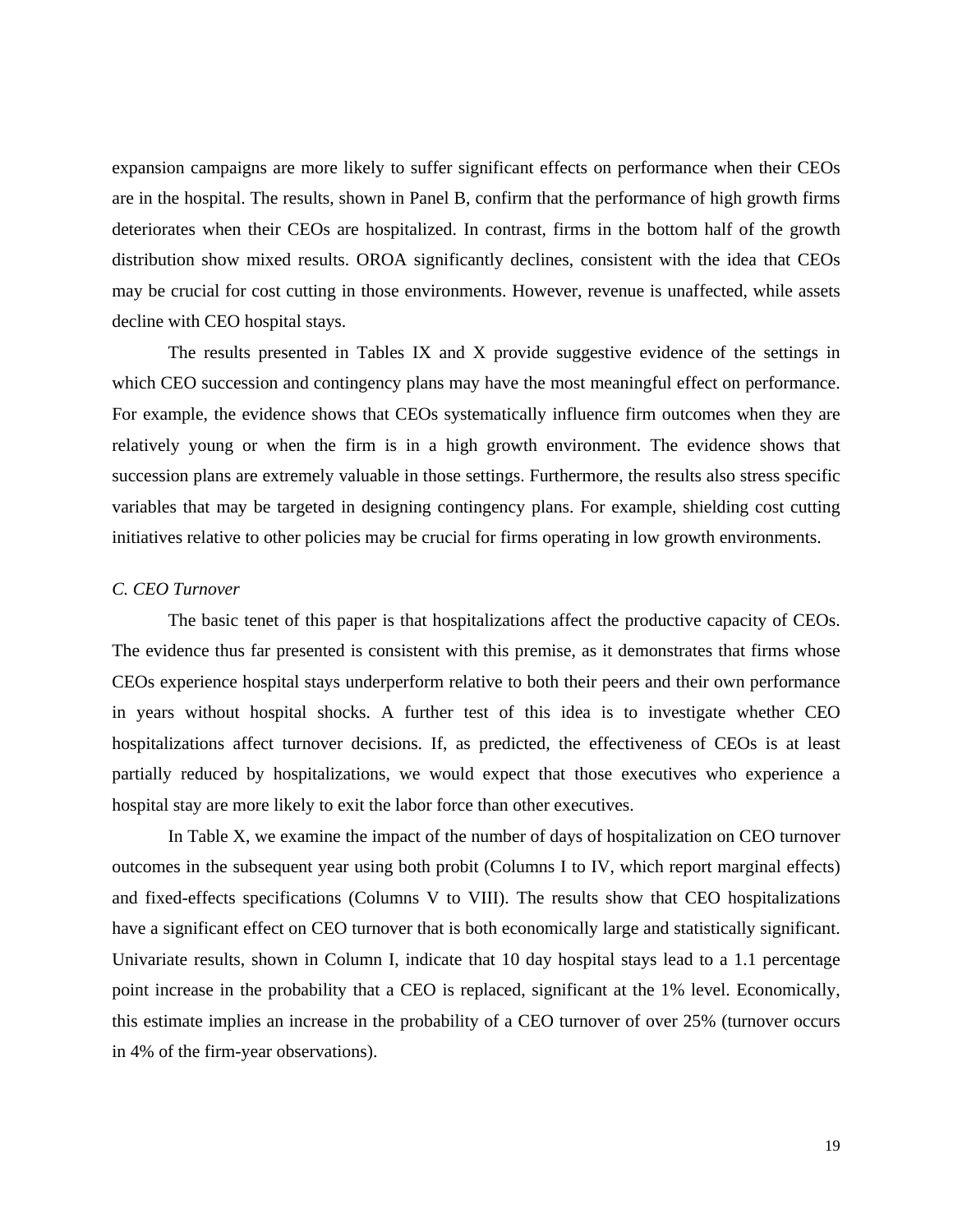expansion campaigns are more likely to suffer significant effects on performance when their CEOs are in the hospital. The results, shown in Panel B, confirm that the performance of high growth firms deteriorates when their CEOs are hospitalized. In contrast, firms in the bottom half of the growth distribution show mixed results. OROA significantly declines, consistent with the idea that CEOs may be crucial for cost cutting in those environments. However, revenue is unaffected, while assets decline with CEO hospital stays.

The results presented in Tables IX and X provide suggestive evidence of the settings in which CEO succession and contingency plans may have the most meaningful effect on performance. For example, the evidence shows that CEOs systematically influence firm outcomes when they are relatively young or when the firm is in a high growth environment. The evidence shows that succession plans are extremely valuable in those settings. Furthermore, the results also stress specific variables that may be targeted in designing contingency plans. For example, shielding cost cutting initiatives relative to other policies may be crucial for firms operating in low growth environments.

*C. CEO Turnover*

The basic tenet of this paper is that hospitalizations affect the productive capacity of CEOs. The evidence thus far presented is consistent with this premise, as it demonstrates that firms whose CEOs experience hospital stays underperform relative to both their peers and their own performance in years without hospital shocks. A further test of this idea is to investigate whether CEO hospitalizations affect turnover decisions. If, as predicted, the effectiveness of CEOs is at least partially reduced by hospitalizations, we would expect that those executives who experience a hospital stay are more likely to exit the labor force than other executives.

In Table X, we examine the impact of the number of days of hospitalization on CEO turnover outcomes in the subsequent year using both probit (Columns I to IV, which report marginal effects) and fixed-effects specifications (Columns V to VIII). The results show that CEO hospitalizations have a significant effect on CEO turnover that is both economically large and statistically significant. Univariate results, shown in Column I, indicate that 10 day hospital stays lead to a 1.1 percentage point increase in the probability that a CEO is replaced, significant at the 1% level. Economically, this estimate implies an increase in the probability of a CEO turnover of over 25% (turnover occurs in 4% of the firm-year observations).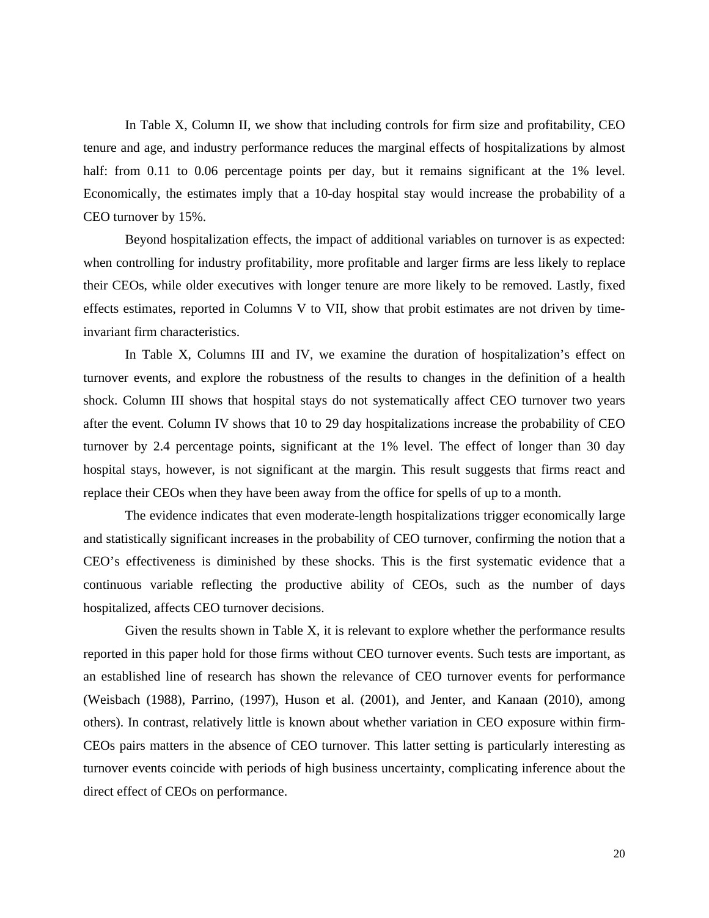In Table X, Column II, we show that including controls for firm size and profitability, CEO tenure and age, and industry performance reduces the marginal effects of hospitalizations by almost half: from 0.11 to 0.06 percentage points per day, but it remains significant at the 1% level. Economically, the estimates imply that a 10-day hospital stay would increase the probability of a CEO turnover by 15%.

Beyond hospitalization effects, the impact of additional variables on turnover is as expected: when controlling for industry profitability, more profitable and larger firms are less likely to replace their CEOs, while older executives with longer tenure are more likely to be removed. Lastly, fixed effects estimates, reported in Columns V to VII, show that probit estimates are not driven by time-invariant firm characteristics.

In Table X, Columns III and IV, we examine the duration of hospitalization's effect on turnover events, and explore the robustness of the results to changes in the definition of a health shock. Column III shows that hospital stays do not systematically affect CEO turnover two years after the event. Column IV shows that 10 to 29 day hospitalizations increase the probability of CEO turnover by 2.4 percentage points, significant at the 1% level. The effect of longer than 30 day hospital stays, however, is not significant at the margin. This result suggests that firms react and replace their CEOs when they have been away from the office for spells of up to a month.

The evidence indicates that even moderate-length hospitalizations trigger economically large and statistically significant increases in the probability of CEO turnover, confirming the notion that a CEO's effectiveness is diminished by these shocks. This is the first systematic evidence that a continuous variable reflecting the productive ability of CEOs, such as the number of days hospitalized, affects CEO turnover decisions.

Given the results shown in Table X, it is relevant to explore whether the performance results reported in this paper hold for those firms without CEO turnover events. Such tests are important, as an established line of research has shown the relevance of CEO turnover events for performance (Weisbach (1988), Parrino, (1997), Huson et al. (2001), and Jenter, and Kanaan (2010), among others). In contrast, relatively little is known about whether variation in CEO exposure within firm-CEOs pairs matters in the absence of CEO turnover. This latter setting is particularly interesting as turnover events coincide with periods of high business uncertainty, complicating inference about the direct effect of CEOs on performance.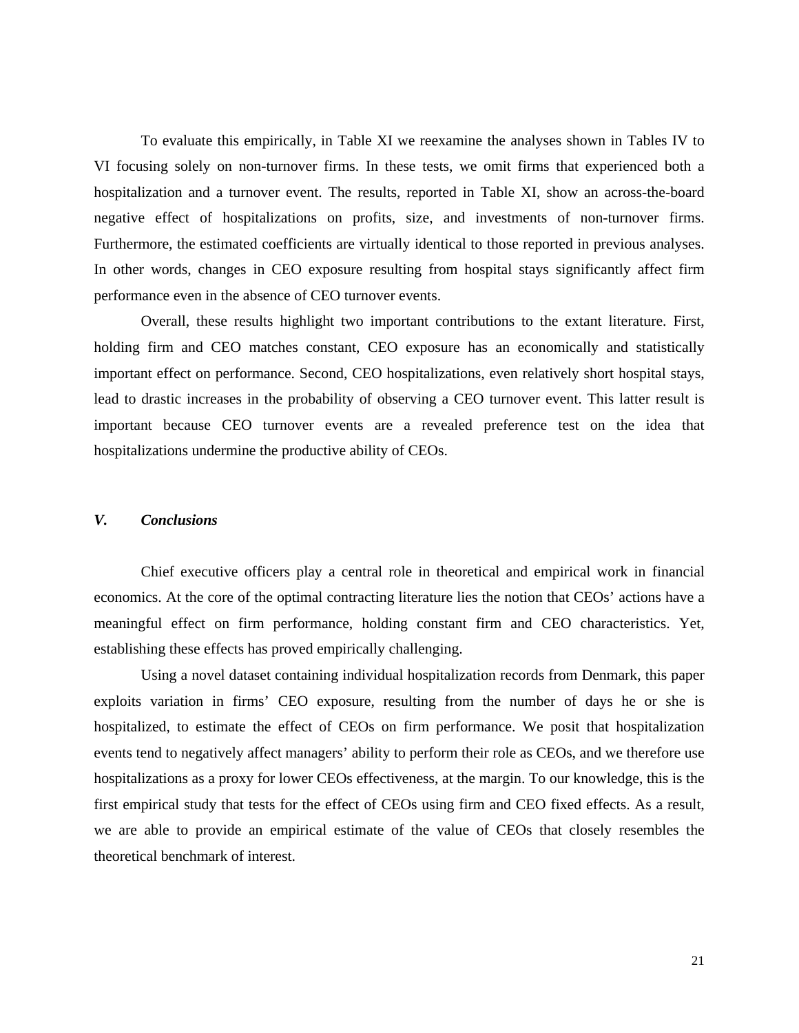To evaluate this empirically, in Table XI we reexamine the analyses shown in Tables IV to VI focusing solely on non-turnover firms. In these tests, we omit firms that experienced both a hospitalization and a turnover event. The results, reported in Table XI, show an across-the-board negative effect of hospitalizations on profits, size, and investments of non-turnover firms. Furthermore, the estimated coefficients are virtually identical to those reported in previous analyses. In other words, changes in CEO exposure resulting from hospital stays significantly affect firm performance even in the absence of CEO turnover events.

Overall, these results highlight two important contributions to the extant literature. First, holding firm and CEO matches constant, CEO exposure has an economically and statistically important effect on performance. Second, CEO hospitalizations, even relatively short hospital stays, lead to drastic increases in the probability of observing a CEO turnover event. This latter result is important because CEO turnover events are a revealed preference test on the idea that hospitalizations undermine the productive ability of CEOs.

## *V. Conclusions*

Chief executive officers play a central role in theoretical and empirical work in financial economics. At the core of the optimal contracting literature lies the notion that CEOs' actions have a meaningful effect on firm performance, holding constant firm and CEO characteristics. Yet, establishing these effects has proved empirically challenging.

Using a novel dataset containing individual hospitalization records from Denmark, this paper exploits variation in firms' CEO exposure, resulting from the number of days he or she is hospitalized, to estimate the effect of CEOs on firm performance. We posit that hospitalization events tend to negatively affect managers' ability to perform their role as CEOs, and we therefore use hospitalizations as a proxy for lower CEOs effectiveness, at the margin. To our knowledge, this is the first empirical study that tests for the effect of CEOs using firm and CEO fixed effects. As a result, we are able to provide an empirical estimate of the value of CEOs that closely resembles the theoretical benchmark of interest.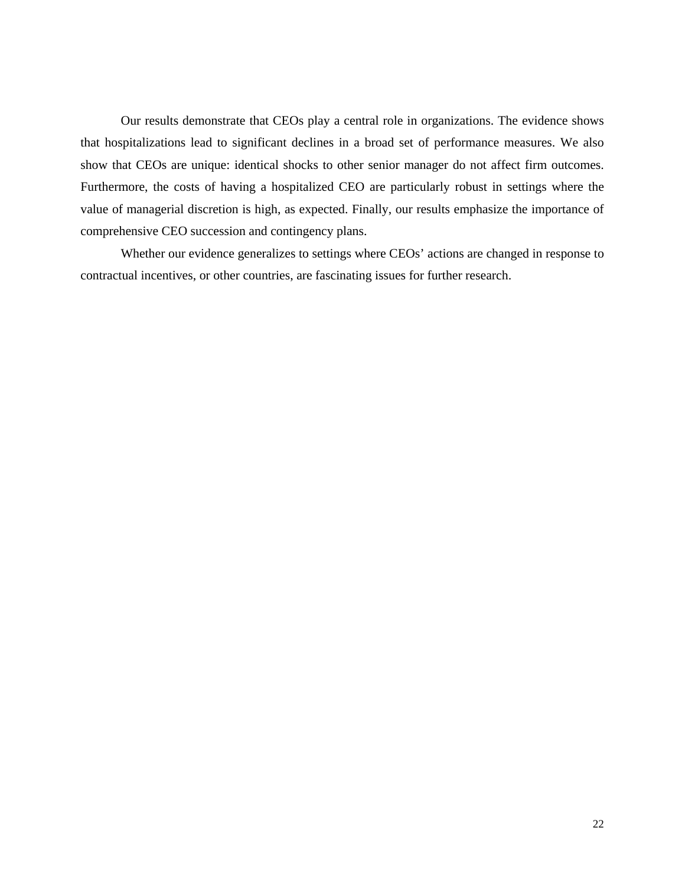Our results demonstrate that CEOs play a central role in organizations. The evidence shows that hospitalizations lead to significant declines in a broad set of performance measures. We also show that CEOs are unique: identical shocks to other senior manager do not affect firm outcomes. Furthermore, the costs of having a hospitalized CEO are particularly robust in settings where the value of managerial discretion is high, as expected. Finally, our results emphasize the importance of comprehensive CEO succession and contingency plans.

Whether our evidence generalizes to settings where CEOs' actions are changed in response to contractual incentives, or other countries, are fascinating issues for further research.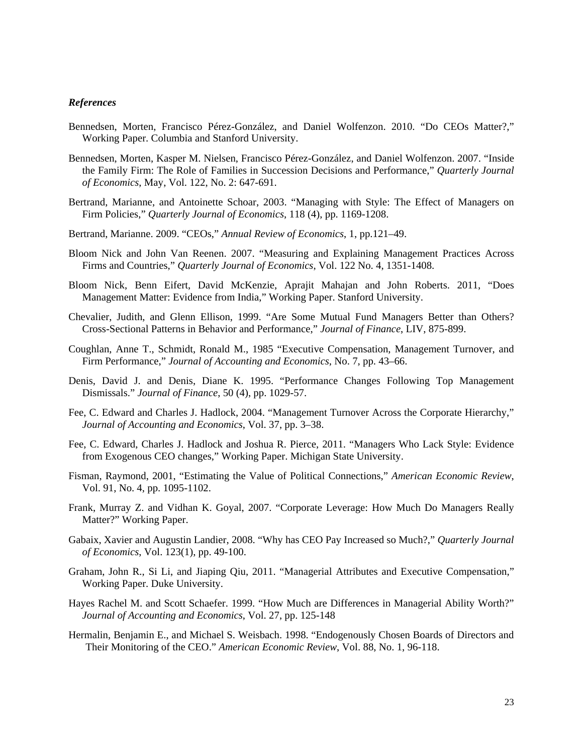***References***

Bennedsen, Morten, Francisco Pérez-González, and Daniel Wolfenzon. 2010. "Do CEOs Matter?," Working Paper. Columbia and Stanford University.

Bennedsen, Morten, Kasper M. Nielsen, Francisco Pérez-González, and Daniel Wolfenzon. 2007. "Inside the Family Firm: The Role of Families in Succession Decisions and Performance," *Quarterly Journal of Economics*, May, Vol. 122, No. 2: 647-691.

Bertrand, Marianne, and Antoinette Schoar, 2003. "Managing with Style: The Effect of Managers on Firm Policies," *Quarterly Journal of Economics*, 118 (4), pp. 1169-1208.

Bertrand, Marianne. 2009. "CEOs," *Annual Review of Economics*, 1, pp.121–49.

Bloom Nick and John Van Reenen. 2007. "Measuring and Explaining Management Practices Across Firms and Countries," *Quarterly Journal of Economics*, Vol. 122 No. 4, 1351-1408.

Bloom Nick, Benn Eifert, David McKenzie, Aprajit Mahajan and John Roberts. 2011, "Does Management Matter: Evidence from India," Working Paper. Stanford University.

Chevalier, Judith, and Glenn Ellison, 1999. "Are Some Mutual Fund Managers Better than Others? Cross-Sectional Patterns in Behavior and Performance," *Journal of Finance*, LIV, 875-899.

Coughlan, Anne T., Schmidt, Ronald M., 1985 "Executive Compensation, Management Turnover, and Firm Performance," *Journal of Accounting and Economics*, No. 7, pp. 43–66.

Denis, David J. and Denis, Diane K. 1995. "Performance Changes Following Top Management Dismissals." *Journal of Finance*, 50 (4), pp. 1029-57.

Fee, C. Edward and Charles J. Hadlock, 2004. "Management Turnover Across the Corporate Hierarchy," *Journal of Accounting and Economics*, Vol. 37, pp. 3–38.

Fee, C. Edward, Charles J. Hadlock and Joshua R. Pierce, 2011. "Managers Who Lack Style: Evidence from Exogenous CEO changes," Working Paper. Michigan State University.

Fisman, Raymond, 2001, "Estimating the Value of Political Connections," *American Economic Review*, Vol. 91, No. 4, pp. 1095-1102.

Frank, Murray Z. and Vidhan K. Goyal, 2007. "Corporate Leverage: How Much Do Managers Really Matter?" Working Paper.

Gabaix, Xavier and Augustin Landier, 2008. "Why has CEO Pay Increased so Much?," *Quarterly Journal of Economics*, Vol. 123(1), pp. 49-100.

Graham, John R., Si Li, and Jiaping Qiu, 2011. "Managerial Attributes and Executive Compensation," Working Paper. Duke University.

Hayes Rachel M. and Scott Schaefer. 1999. "How Much are Differences in Managerial Ability Worth?" *Journal of Accounting and Economics*, Vol. 27, pp. 125-148

Hermalin, Benjamin E., and Michael S. Weisbach. 1998. "Endogenously Chosen Boards of Directors and Their Monitoring of the CEO." *American Economic Review*, Vol. 88, No. 1, 96-118.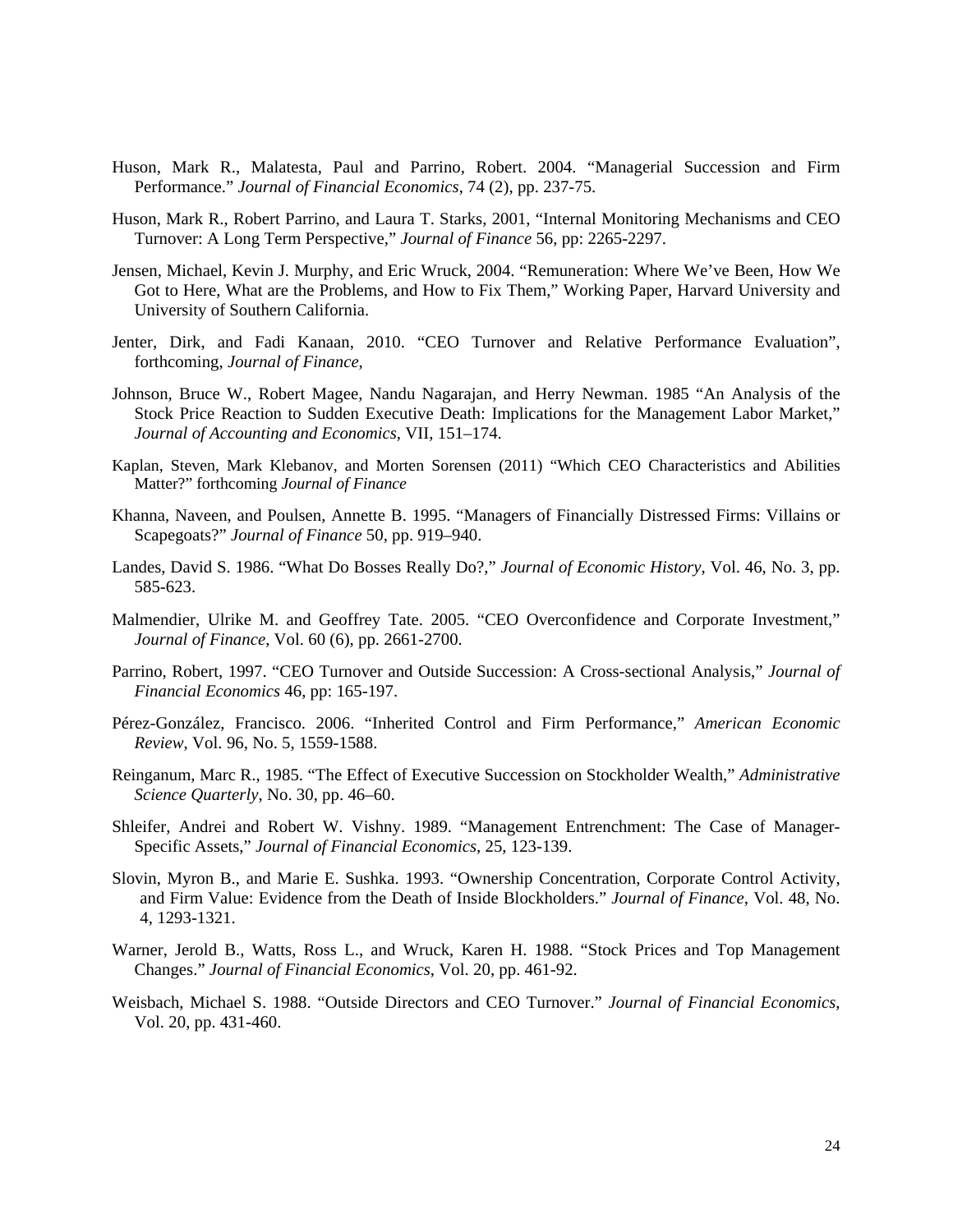Huson, Mark R., Malatesta, Paul and Parrino, Robert. 2004. "Managerial Succession and Firm Performance." *Journal of Financial Economics*, 74 (2), pp. 237-75.

Huson, Mark R., Robert Parrino, and Laura T. Starks, 2001, "Internal Monitoring Mechanisms and CEO Turnover: A Long Term Perspective," *Journal of Finance* 56, pp: 2265-2297.

Jensen, Michael, Kevin J. Murphy, and Eric Wruck, 2004. "Remuneration: Where We've Been, How We Got to Here, What are the Problems, and How to Fix Them," Working Paper, Harvard University and University of Southern California.

Jenter, Dirk, and Fadi Kanaan, 2010. "CEO Turnover and Relative Performance Evaluation", forthcoming, *Journal of Finance*,

Johnson, Bruce W., Robert Magee, Nandu Nagarajan, and Herry Newman. 1985 "An Analysis of the Stock Price Reaction to Sudden Executive Death: Implications for the Management Labor Market," *Journal of Accounting and Economics*, VII, 151–174.

Kaplan, Steven, Mark Klebanov, and Morten Sorensen (2011) "Which CEO Characteristics and Abilities Matter?" forthcoming *Journal of Finance*

Khanna, Naveen, and Poulsen, Annette B. 1995. "Managers of Financially Distressed Firms: Villains or Scapegoats?" *Journal of Finance* 50, pp. 919–940.

Landes, David S. 1986. "What Do Bosses Really Do?," *Journal of Economic History*, Vol. 46, No. 3, pp. 585-623.

Malmendier, Ulrike M. and Geoffrey Tate. 2005. "CEO Overconfidence and Corporate Investment," *Journal of Finance*, Vol. 60 (6), pp. 2661-2700.

Parrino, Robert, 1997. "CEO Turnover and Outside Succession: A Cross-sectional Analysis," *Journal of Financial Economics* 46, pp: 165-197.

Pérez-González, Francisco. 2006. "Inherited Control and Firm Performance," *American Economic Review*, Vol. 96, No. 5, 1559-1588.

Reinganum, Marc R., 1985. "The Effect of Executive Succession on Stockholder Wealth," *Administrative Science Quarterly*, No. 30, pp. 46–60.

Shleifer, Andrei and Robert W. Vishny. 1989. "Management Entrenchment: The Case of Manager-Specific Assets," *Journal of Financial Economics*, 25, 123-139.

Slovin, Myron B., and Marie E. Sushka. 1993. "Ownership Concentration, Corporate Control Activity, and Firm Value: Evidence from the Death of Inside Blockholders." *Journal of Finance*, Vol. 48, No. 4, 1293-1321.

Warner, Jerold B., Watts, Ross L., and Wruck, Karen H. 1988. "Stock Prices and Top Management Changes." *Journal of Financial Economics*, Vol. 20, pp. 461-92.

Weisbach, Michael S. 1988. "Outside Directors and CEO Turnover." *Journal of Financial Economics*, Vol. 20, pp. 431-460.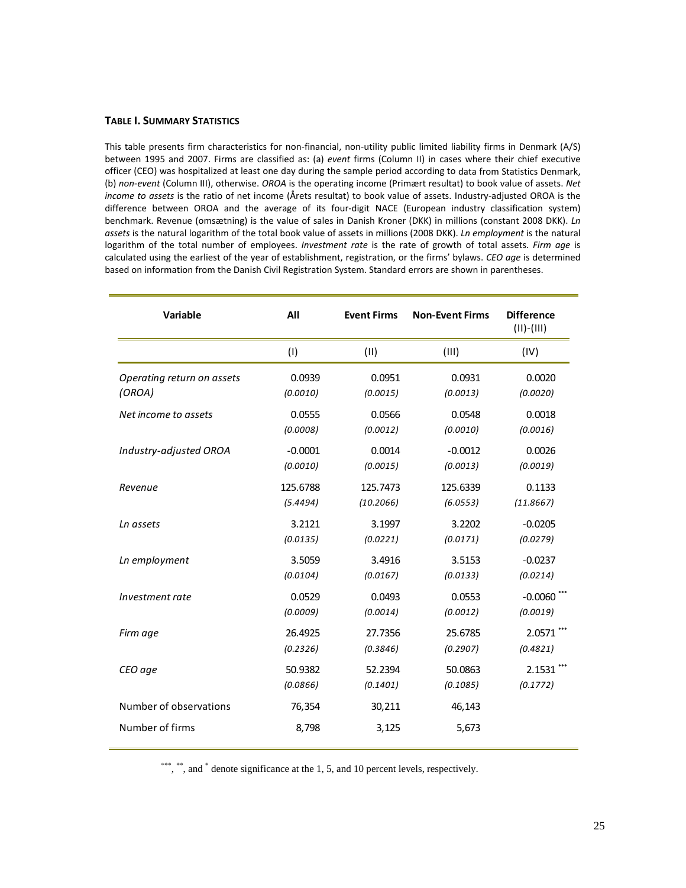**TABLE I. SUMMARY STATISTICS**

This table presents firm characteristics for non-financial, non-utility public limited liability firms in Denmark (A/S) between 1995 and 2007. Firms are classified as: (a) *event* firms (Column II) in cases where their chief executive officer (CEO) was hospitalized at least one day during the sample period according to data from Statistics Denmark, (b) *non-event* (Column III), otherwise. *OROA* is the operating income (Primært resultat) to book value of assets. *Net income to assets* is the ratio of net income (Årets resultat) to book value of assets. Industry-adjusted OROA is the difference between OROA and the average of its four-digit NACE (European industry classification system) benchmark. Revenue (omsætning) is the value of sales in Danish Kroner (DKK) in millions (constant 2008 DKK). *Ln assets* is the natural logarithm of the total book value of assets in millions (2008 DKK). *Ln employment* is the natural logarithm of the total number of employees. *Investment rate* is the rate of growth of total assets. *Firm age* is calculated using the earliest of the year of establishment, registration, or the firms' bylaws. *CEO age* is determined based on information from the Danish Civil Registration System. Standard errors are shown in parentheses.

| Variable | All | Event Firms | Non-Event Firms | Difference (II)-(III) |
|---|---|---|---|---|
| | (I) | (II) | (III) | (IV) |
| *Operating return on assets (OROA)* | 0.0939 | 0.0951 | 0.0931 | 0.0020 |
| | *(0.0010)* | *(0.0015)* | *(0.0013)* | *(0.0020)* |
| *Net income to assets* | 0.0555 | 0.0566 | 0.0548 | 0.0018 |
| | *(0.0008)* | *(0.0012)* | *(0.0010)* | *(0.0016)* |
| *Industry-adjusted OROA* | -0.0001 | 0.0014 | -0.0012 | 0.0026 |
| | *(0.0010)* | *(0.0015)* | *(0.0013)* | *(0.0019)* |
| *Revenue* | 125.6788 | 125.7473 | 125.6339 | 0.1133 |
| | *(5.4494)* | *(10.2066)* | *(6.0553)* | *(11.8667)* |
| *Ln assets* | 3.2121 | 3.1997 | 3.2202 | -0.0205 |
| | *(0.0135)* | *(0.0221)* | *(0.0171)* | *(0.0279)* |
| *Ln employment* | 3.5059 | 3.4916 | 3.5153 | -0.0237 |
| | *(0.0104)* | *(0.0167)* | *(0.0133)* | *(0.0214)* |
| *Investment rate* | 0.0529 | 0.0493 | 0.0553 | -0.0060*** |
| | *(0.0009)* | *(0.0014)* | *(0.0012)* | *(0.0019)* |
| *Firm age* | 26.4925 | 27.7356 | 25.6785 | 2.0571*** |
| | *(0.2326)* | *(0.3846)* | *(0.2907)* | *(0.4821)* |
| *CEO age* | 50.9382 | 52.2394 | 50.0863 | 2.1531*** |
| | *(0.0866)* | *(0.1401)* | *(0.1085)* | *(0.1772)* |
| Number of observations | 76,354 | 30,211 | 46,143 | |
| Number of firms | 8,798 | 3,125 | 5,673 | |

***, **, and * denote significance at the 1, 5, and 10 percent levels, respectively.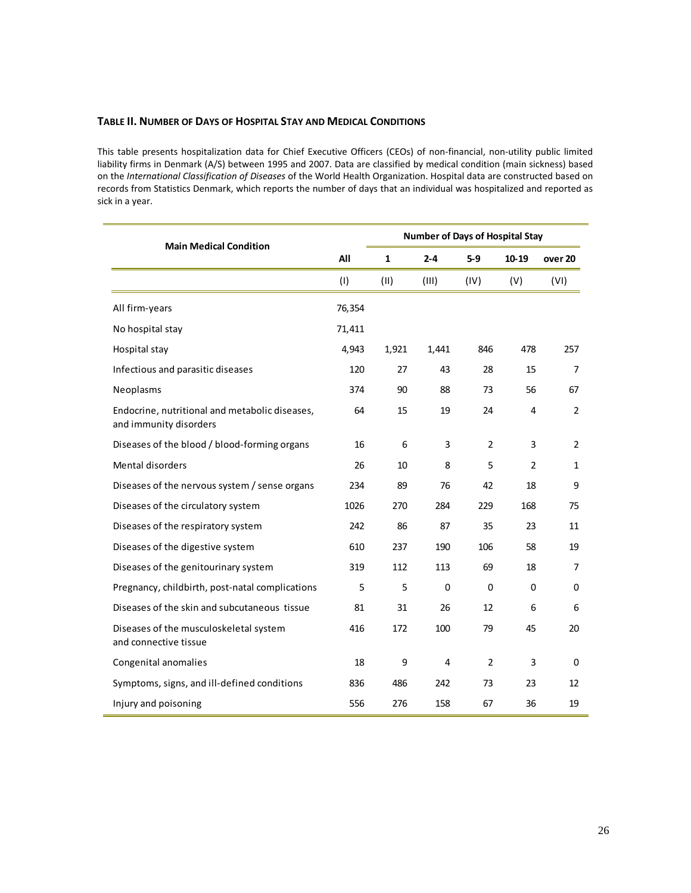### TABLE II. NUMBER OF DAYS OF HOSPITAL STAY AND MEDICAL CONDITIONS

This table presents hospitalization data for Chief Executive Officers (CEOs) of non-financial, non-utility public limited liability firms in Denmark (A/S) between 1995 and 2007. Data are classified by medical condition (main sickness) based on the *International Classification of Diseases* of the World Health Organization. Hospital data are constructed based on records from Statistics Denmark, which reports the number of days that an individual was hospitalized and reported as sick in a year.

| Main Medical Condition | | Number of Days of Hospital Stay | | | | |
|---|---|---|---|---|---|---|
| | **All** | **1** | **2-4** | **5-9** | **10-19** | **over 20** |
| | (I) | (II) | (III) | (IV) | (V) | (VI) |
| All firm-years | 76,354 | | | | | |
| No hospital stay | 71,411 | | | | | |
| Hospital stay | 4,943 | 1,921 | 1,441 | 846 | 478 | 257 |
| Infectious and parasitic diseases | 120 | 27 | 43 | 28 | 15 | 7 |
| Neoplasms | 374 | 90 | 88 | 73 | 56 | 67 |
| Endocrine, nutritional and metabolic diseases, and immunity disorders | 64 | 15 | 19 | 24 | 4 | 2 |
| Diseases of the blood / blood-forming organs | 16 | 6 | 3 | 2 | 3 | 2 |
| Mental disorders | 26 | 10 | 8 | 5 | 2 | 1 |
| Diseases of the nervous system / sense organs | 234 | 89 | 76 | 42 | 18 | 9 |
| Diseases of the circulatory system | 1026 | 270 | 284 | 229 | 168 | 75 |
| Diseases of the respiratory system | 242 | 86 | 87 | 35 | 23 | 11 |
| Diseases of the digestive system | 610 | 237 | 190 | 106 | 58 | 19 |
| Diseases of the genitourinary system | 319 | 112 | 113 | 69 | 18 | 7 |
| Pregnancy, childbirth, post-natal complications | 5 | 5 | 0 | 0 | 0 | 0 |
| Diseases of the skin and subcutaneous tissue | 81 | 31 | 26 | 12 | 6 | 6 |
| Diseases of the musculoskeletal system and connective tissue | 416 | 172 | 100 | 79 | 45 | 20 |
| Congenital anomalies | 18 | 9 | 4 | 2 | 3 | 0 |
| Symptoms, signs, and ill-defined conditions | 836 | 486 | 242 | 73 | 23 | 12 |
| Injury and poisoning | 556 | 276 | 158 | 67 | 36 | 19 |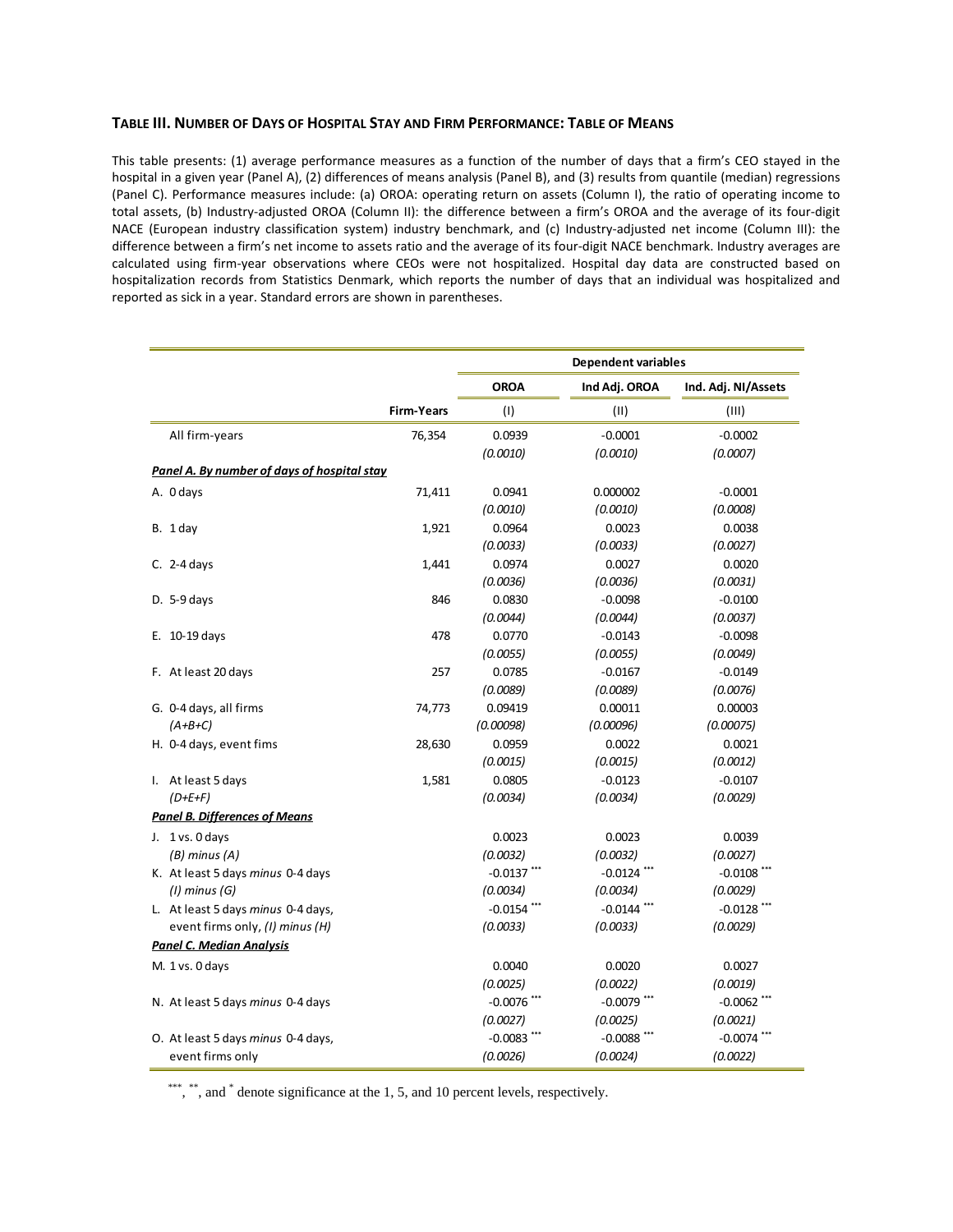### TABLE III. NUMBER OF DAYS OF HOSPITAL STAY AND FIRM PERFORMANCE: TABLE OF MEANS

This table presents: (1) average performance measures as a function of the number of days that a firm's CEO stayed in the hospital in a given year (Panel A), (2) differences of means analysis (Panel B), and (3) results from quantile (median) regressions (Panel C). Performance measures include: (a) OROA: operating return on assets (Column I), the ratio of operating income to total assets, (b) Industry-adjusted OROA (Column II): the difference between a firm's OROA and the average of its four-digit NACE (European industry classification system) industry benchmark, and (c) Industry-adjusted net income (Column III): the difference between a firm's net income to assets ratio and the average of its four-digit NACE benchmark. Industry averages are calculated using firm-year observations where CEOs were not hospitalized. Hospital day data are constructed based on hospitalization records from Statistics Denmark, which reports the number of days that an individual was hospitalized and reported as sick in a year. Standard errors are shown in parentheses.

| | | Dependent variables | | |
|---|---|---|---|---|
| | | OROA | Ind Adj. OROA | Ind. Adj. NI/Assets |
| | Firm-Years | (I) | (II) | (III) |
| All firm-years | 76,354 | 0.0939 | -0.0001 | -0.0002 |
| | | *(0.0010)* | *(0.0010)* | *(0.0007)* |
| ***Panel A. By number of days of hospital stay*** | | | | |
| A. 0 days | 71,411 | 0.0941 | 0.000002 | -0.0001 |
| | | *(0.0010)* | *(0.0010)* | *(0.0008)* |
| B. 1 day | 1,921 | 0.0964 | 0.0023 | 0.0038 |
| | | *(0.0033)* | *(0.0033)* | *(0.0027)* |
| C. 2-4 days | 1,441 | 0.0974 | 0.0027 | 0.0020 |
| | | *(0.0036)* | *(0.0036)* | *(0.0031)* |
| D. 5-9 days | 846 | 0.0830 | -0.0098 | -0.0100 |
| | | *(0.0044)* | *(0.0044)* | *(0.0037)* |
| E. 10-19 days | 478 | 0.0770 | -0.0143 | -0.0098 |
| | | *(0.0055)* | *(0.0055)* | *(0.0049)* |
| F. At least 20 days | 257 | 0.0785 | -0.0167 | -0.0149 |
| | | *(0.0089)* | *(0.0089)* | *(0.0076)* |
| G. 0-4 days, all firms | 74,773 | 0.09419 | 0.00011 | 0.00003 |
| *(A+B+C)* | | *(0.00098)* | *(0.00096)* | *(0.00075)* |
| H. 0-4 days, event fims | 28,630 | 0.0959 | 0.0022 | 0.0021 |
| | | *(0.0015)* | *(0.0015)* | *(0.0012)* |
| I. At least 5 days | 1,581 | 0.0805 | -0.0123 | -0.0107 |
| *(D+E+F)* | | *(0.0034)* | *(0.0034)* | *(0.0029)* |
| ***Panel B. Differences of Means*** | | | | |
| J. 1 vs. 0 days | | 0.0023 | 0.0023 | 0.0039 |
| *(B) minus (A)* | | *(0.0032)* | *(0.0032)* | *(0.0027)* |
| K. At least 5 days *minus* 0-4 days | | -0.0137 *** | -0.0124 *** | -0.0108 *** |
| *(I) minus (G)* | | *(0.0034)* | *(0.0034)* | *(0.0029)* |
| L. At least 5 days *minus* 0-4 days, | | -0.0154 *** | -0.0144 *** | -0.0128 *** |
| event firms only, *(I) minus (H)* | | *(0.0033)* | *(0.0033)* | *(0.0029)* |
| ***Panel C. Median Analysis*** | | | | |
| M. 1 vs. 0 days | | 0.0040 | 0.0020 | 0.0027 |
| | | *(0.0025)* | *(0.0022)* | *(0.0019)* |
| N. At least 5 days *minus* 0-4 days | | -0.0076 *** | -0.0079 *** | -0.0062 *** |
| | | *(0.0027)* | *(0.0025)* | *(0.0021)* |
| O. At least 5 days *minus* 0-4 days, | | -0.0083 *** | -0.0088 *** | -0.0074 *** |
| event firms only | | *(0.0026)* | *(0.0024)* | *(0.0022)* |

***, **, and * denote significance at the 1, 5, and 10 percent levels, respectively.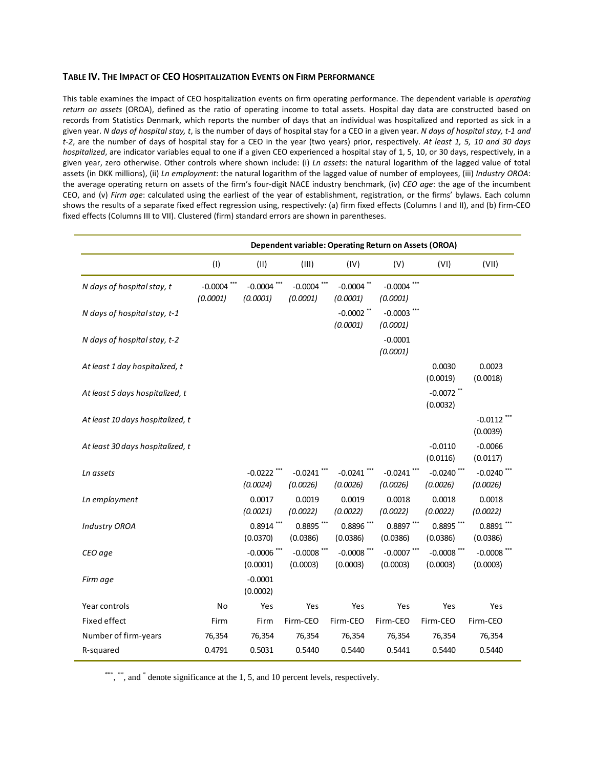### TABLE IV. THE IMPACT OF CEO HOSPITALIZATION EVENTS ON FIRM PERFORMANCE

This table examines the impact of CEO hospitalization events on firm operating performance. The dependent variable is *operating return on assets* (OROA), defined as the ratio of operating income to total assets. Hospital day data are constructed based on records from Statistics Denmark, which reports the number of days that an individual was hospitalized and reported as sick in a given year. *N days of hospital stay, t*, is the number of days of hospital stay for a CEO in a given year. *N days of hospital stay, t-1 and t-2*, are the number of days of hospital stay for a CEO in the year (two years) prior, respectively. *At least 1, 5, 10 and 30 days hospitalized*, are indicator variables equal to one if a given CEO experienced a hospital stay of 1, 5, 10, or 30 days, respectively, in a given year, zero otherwise. Other controls where shown include: (i) *Ln assets*: the natural logarithm of the lagged value of total assets (in DKK millions), (ii) *Ln employment*: the natural logarithm of the lagged value of number of employees, (iii) *Industry OROA*: the average operating return on assets of the firm's four-digit NACE industry benchmark, (iv) *CEO age*: the age of the incumbent CEO, and (v) *Firm age*: calculated using the earliest of the year of establishment, registration, or the firms' bylaws. Each column shows the results of a separate fixed effect regression using, respectively: (a) firm fixed effects (Columns I and II), and (b) firm-CEO fixed effects (Columns III to VII). Clustered (firm) standard errors are shown in parentheses.

| | Dependent variable: Operating Return on Assets (OROA) | | | | | | |
|---|---|---|---|---|---|---|---|
| | (I) | (II) | (III) | (IV) | (V) | (VI) | (VII) |
| *N days of hospital stay, t* | -0.0004 *** | -0.0004 *** | -0.0004 *** | -0.0004 ** | -0.0004 *** | | |
| | *(0.0001)* | *(0.0001)* | *(0.0001)* | *(0.0001)* | *(0.0001)* | | |
| *N days of hospital stay, t-1* | | | | -0.0002 ** | -0.0003 *** | | |
| | | | | *(0.0001)* | *(0.0001)* | | |
| *N days of hospital stay, t-2* | | | | | -0.0001 | | |
| | | | | | *(0.0001)* | | |
| *At least 1 day hospitalized, t* | | | | | | 0.0030 | 0.0023 |
| | | | | | | (0.0019) | (0.0018) |
| *At least 5 days hospitalized, t* | | | | | | -0.0072 ** | |
| | | | | | | (0.0032) | |
| *At least 10 days hospitalized, t* | | | | | | | -0.0112 *** |
| | | | | | | | (0.0039) |
| *At least 30 days hospitalized, t* | | | | | | -0.0110 | -0.0066 |
| | | | | | | (0.0116) | (0.0117) |
| *Ln assets* | | -0.0222 *** | -0.0241 *** | -0.0241 *** | -0.0241 *** | -0.0240 *** | -0.0240 *** |
| | | *(0.0024)* | *(0.0026)* | *(0.0026)* | *(0.0026)* | *(0.0026)* | *(0.0026)* |
| *Ln employment* | | 0.0017 | 0.0019 | 0.0019 | 0.0018 | 0.0018 | 0.0018 |
| | | *(0.0021)* | *(0.0022)* | *(0.0022)* | *(0.0022)* | *(0.0022)* | *(0.0022)* |
| *Industry OROA* | | 0.8914 *** | 0.8895 *** | 0.8896 *** | 0.8897 *** | 0.8895 *** | 0.8891 *** |
| | | (0.0370) | (0.0386) | (0.0386) | (0.0386) | (0.0386) | (0.0386) |
| *CEO age* | | -0.0006 *** | -0.0008 *** | -0.0008 *** | -0.0007 *** | -0.0008 *** | -0.0008 *** |
| | | (0.0001) | (0.0003) | (0.0003) | (0.0003) | (0.0003) | (0.0003) |
| *Firm age* | | -0.0001 | | | | | |
| | | (0.0002) | | | | | |
| Year controls | No | Yes | Yes | Yes | Yes | Yes | Yes |
| Fixed effect | Firm | Firm | Firm-CEO | Firm-CEO | Firm-CEO | Firm-CEO | Firm-CEO |
| Number of firm-years | 76,354 | 76,354 | 76,354 | 76,354 | 76,354 | 76,354 | 76,354 |
| R-squared | 0.4791 | 0.5031 | 0.5440 | 0.5440 | 0.5441 | 0.5440 | 0.5440 |

***, **, and * denote significance at the 1, 5, and 10 percent levels, respectively.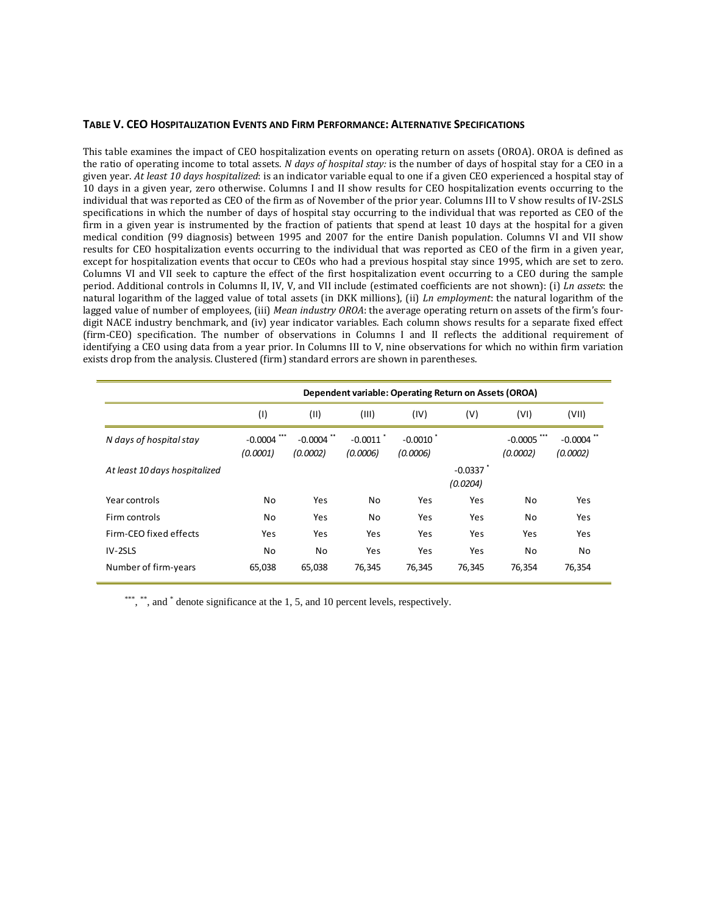### TABLE V. CEO HOSPITALIZATION EVENTS AND FIRM PERFORMANCE: ALTERNATIVE SPECIFICATIONS

This table examines the impact of CEO hospitalization events on operating return on assets (OROA). OROA is defined as the ratio of operating income to total assets. *N days of hospital stay:* is the number of days of hospital stay for a CEO in a given year. *At least 10 days hospitalized*: is an indicator variable equal to one if a given CEO experienced a hospital stay of 10 days in a given year, zero otherwise. Columns I and II show results for CEO hospitalization events occurring to the individual that was reported as CEO of the firm as of November of the prior year. Columns III to V show results of IV-2SLS specifications in which the number of days of hospital stay occurring to the individual that was reported as CEO of the firm in a given year is instrumented by the fraction of patients that spend at least 10 days at the hospital for a given medical condition (99 diagnosis) between 1995 and 2007 for the entire Danish population. Columns VI and VII show results for CEO hospitalization events occurring to the individual that was reported as CEO of the firm in a given year, except for hospitalization events that occur to CEOs who had a previous hospital stay since 1995, which are set to zero. Columns VI and VII seek to capture the effect of the first hospitalization event occurring to a CEO during the sample period. Additional controls in Columns II, IV, V, and VII include (estimated coefficients are not shown): (i) *Ln assets*: the natural logarithm of the lagged value of total assets (in DKK millions), (ii) *Ln employment*: the natural logarithm of the lagged value of number of employees, (iii) *Mean industry OROA*: the average operating return on assets of the firm's four-digit NACE industry benchmark, and (iv) year indicator variables. Each column shows results for a separate fixed effect (firm-CEO) specification. The number of observations in Columns I and II reflects the additional requirement of identifying a CEO using data from a year prior. In Columns III to V, nine observations for which no within firm variation exists drop from the analysis. Clustered (firm) standard errors are shown in parentheses.

| | Dependent variable: Operating Return on Assets (OROA) | | | | | | |
|---|---|---|---|---|---|---|---|
| | (I) | (II) | (III) | (IV) | (V) | (VI) | (VII) |
| *N days of hospital stay* | -0.0004 *** | -0.0004 ** | -0.0011 * | -0.0010 * | | -0.0005 *** | -0.0004 ** |
| | *(0.0001)* | *(0.0002)* | *(0.0006)* | *(0.0006)* | | *(0.0002)* | *(0.0002)* |
| *At least 10 days hospitalized* | | | | | -0.0337 * | | |
| | | | | | *(0.0204)* | | |
| Year controls | No | Yes | No | Yes | Yes | No | Yes |
| Firm controls | No | Yes | No | Yes | Yes | No | Yes |
| Firm-CEO fixed effects | Yes | Yes | Yes | Yes | Yes | Yes | Yes |
| IV-2SLS | No | No | Yes | Yes | Yes | No | No |
| Number of firm-years | 65,038 | 65,038 | 76,345 | 76,345 | 76,345 | 76,354 | 76,354 |

***, **, and * denote significance at the 1, 5, and 10 percent levels, respectively.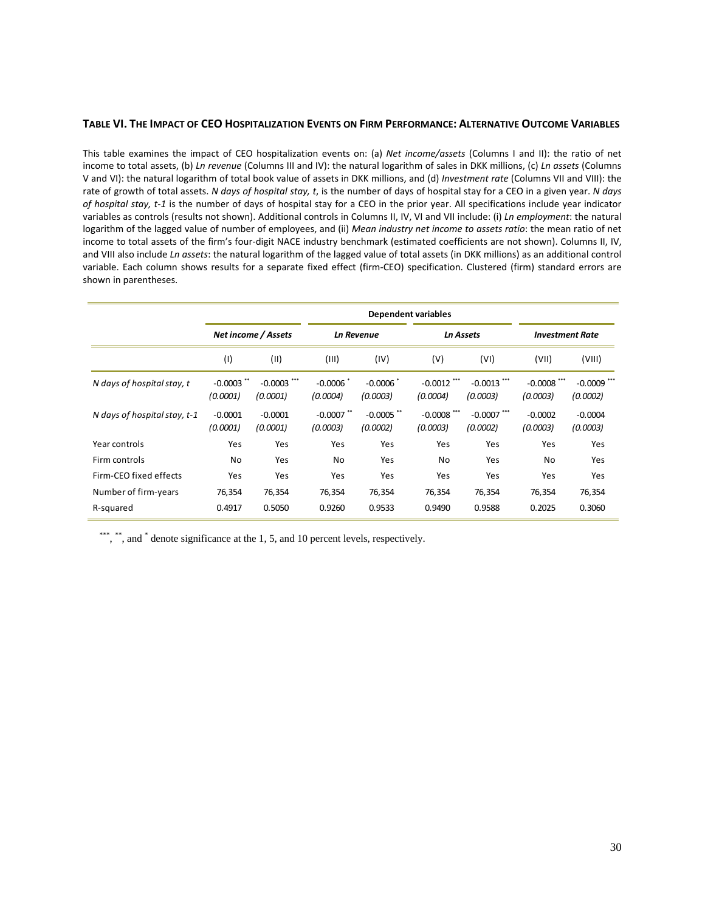### TABLE VI. THE IMPACT OF CEO HOSPITALIZATION EVENTS ON FIRM PERFORMANCE: ALTERNATIVE OUTCOME VARIABLES

This table examines the impact of CEO hospitalization events on: (a) *Net income/assets* (Columns I and II): the ratio of net income to total assets, (b) *Ln revenue* (Columns III and IV): the natural logarithm of sales in DKK millions, (c) *Ln assets* (Columns V and VI): the natural logarithm of total book value of assets in DKK millions, and (d) *Investment rate* (Columns VII and VIII): the rate of growth of total assets. *N days of hospital stay, t*, is the number of days of hospital stay for a CEO in a given year. *N days of hospital stay, t-1* is the number of days of hospital stay for a CEO in the prior year. All specifications include year indicator variables as controls (results not shown). Additional controls in Columns II, IV, VI and VII include: (i) *Ln employment*: the natural logarithm of the lagged value of number of employees, and (ii) *Mean industry net income to assets ratio*: the mean ratio of net income to total assets of the firm's four-digit NACE industry benchmark (estimated coefficients are not shown). Columns II, IV, and VIII also include *Ln assets*: the natural logarithm of the lagged value of total assets (in DKK millions) as an additional control variable. Each column shows results for a separate fixed effect (firm-CEO) specification. Clustered (firm) standard errors are shown in parentheses.

| | Dependent variables | | | | | | | |
|---|---|---|---|---|---|---|---|---|
| | *Net income / Assets* | | *Ln Revenue* | | *Ln Assets* | | *Investment Rate* | |
| | (I) | (II) | (III) | (IV) | (V) | (VI) | (VII) | (VIII) |
| *N days of hospital stay, t* | -0.0003 ** | -0.0003 *** | -0.0006 * | -0.0006 * | -0.0012 *** | -0.0013 *** | -0.0008 *** | -0.0009 *** |
| | *(0.0001)* | *(0.0001)* | *(0.0004)* | *(0.0003)* | *(0.0004)* | *(0.0003)* | *(0.0003)* | *(0.0002)* |
| *N days of hospital stay, t-1* | -0.0001 | -0.0001 | -0.0007 ** | -0.0005 ** | -0.0008 *** | -0.0007 *** | -0.0002 | -0.0004 |
| | *(0.0001)* | *(0.0001)* | *(0.0003)* | *(0.0002)* | *(0.0003)* | *(0.0002)* | *(0.0003)* | *(0.0003)* |
| Year controls | Yes | Yes | Yes | Yes | Yes | Yes | Yes | Yes |
| Firm controls | No | Yes | No | Yes | No | Yes | No | Yes |
| Firm-CEO fixed effects | Yes | Yes | Yes | Yes | Yes | Yes | Yes | Yes |
| Number of firm-years | 76,354 | 76,354 | 76,354 | 76,354 | 76,354 | 76,354 | 76,354 | 76,354 |
| R-squared | 0.4917 | 0.5050 | 0.9260 | 0.9533 | 0.9490 | 0.9588 | 0.2025 | 0.3060 |

***, **, and * denote significance at the 1, 5, and 10 percent levels, respectively.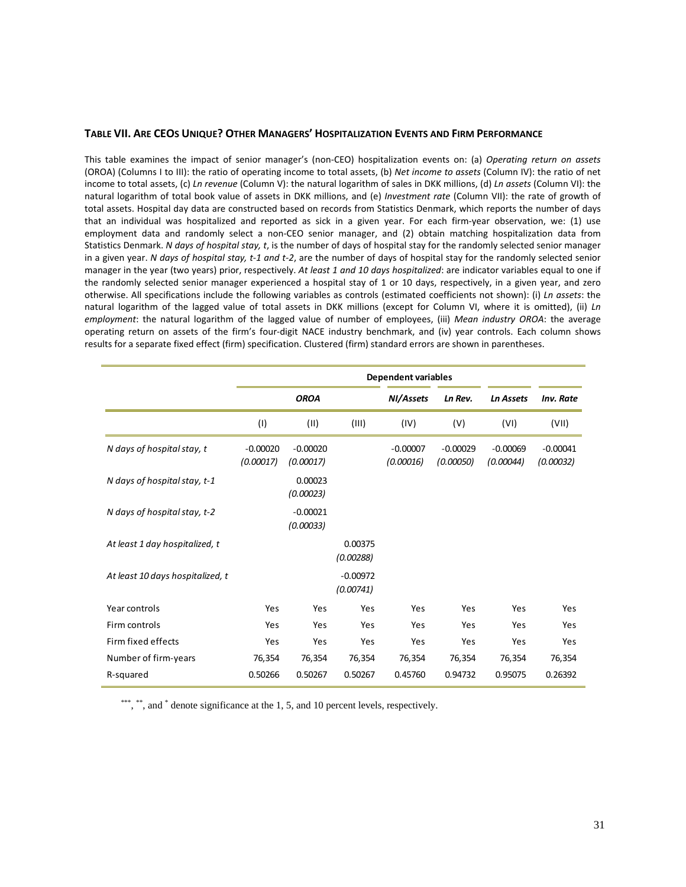### TABLE VII. ARE CEOS UNIQUE? OTHER MANAGERS' HOSPITALIZATION EVENTS AND FIRM PERFORMANCE

This table examines the impact of senior manager's (non-CEO) hospitalization events on: (a) *Operating return on assets* (OROA) (Columns I to III): the ratio of operating income to total assets, (b) *Net income to assets* (Column IV): the ratio of net income to total assets, (c) *Ln revenue* (Column V): the natural logarithm of sales in DKK millions, (d) *Ln assets* (Column VI): the natural logarithm of total book value of assets in DKK millions, and (e) *Investment rate* (Column VII): the rate of growth of total assets. Hospital day data are constructed based on records from Statistics Denmark, which reports the number of days that an individual was hospitalized and reported as sick in a given year. For each firm-year observation, we: (1) use employment data and randomly select a non-CEO senior manager, and (2) obtain matching hospitalization data from Statistics Denmark. *N days of hospital stay, t*, is the number of days of hospital stay for the randomly selected senior manager in a given year. *N days of hospital stay, t-1 and t-2*, are the number of days of hospital stay for the randomly selected senior manager in the year (two years) prior, respectively. *At least 1 and 10 days hospitalized*: are indicator variables equal to one if the randomly selected senior manager experienced a hospital stay of 1 or 10 days, respectively, in a given year, and zero otherwise. All specifications include the following variables as controls (estimated coefficients not shown): (i) *Ln assets*: the natural logarithm of the lagged value of total assets in DKK millions (except for Column VI, where it is omitted), (ii) *Ln employment*: the natural logarithm of the lagged value of number of employees, (iii) *Mean industry OROA*: the average operating return on assets of the firm's four-digit NACE industry benchmark, and (iv) year controls. Each column shows results for a separate fixed effect (firm) specification. Clustered (firm) standard errors are shown in parentheses.

| | Dependent variables | | | | | | |
|---|---|---|---|---|---|---|---|
| | *OROA* | | | *NI/Assets* | *Ln Rev.* | *Ln Assets* | *Inv. Rate* |
| | (I) | (II) | (III) | (IV) | (V) | (VI) | (VII) |
| *N days of hospital stay, t* | -0.00020 | -0.00020 | | -0.00007 | -0.00029 | -0.00069 | -0.00041 |
| | *(0.00017)* | *(0.00017)* | | *(0.00016)* | *(0.00050)* | *(0.00044)* | *(0.00032)* |
| *N days of hospital stay, t-1* | | 0.00023 | | | | | |
| | | *(0.00023)* | | | | | |
| *N days of hospital stay, t-2* | | -0.00021 | | | | | |
| | | *(0.00033)* | | | | | |
| *At least 1 day hospitalized, t* | | | 0.00375 | | | | |
| | | | *(0.00288)* | | | | |
| *At least 10 days hospitalized, t* | | | -0.00972 | | | | |
| | | | *(0.00741)* | | | | |
| Year controls | Yes | Yes | Yes | Yes | Yes | Yes | Yes |
| Firm controls | Yes | Yes | Yes | Yes | Yes | Yes | Yes |
| Firm fixed effects | Yes | Yes | Yes | Yes | Yes | Yes | Yes |
| Number of firm-years | 76,354 | 76,354 | 76,354 | 76,354 | 76,354 | 76,354 | 76,354 |
| R-squared | 0.50266 | 0.50267 | 0.50267 | 0.45760 | 0.94732 | 0.95075 | 0.26392 |

\*\*\*, \*\*, and \* denote significance at the 1, 5, and 10 percent levels, respectively.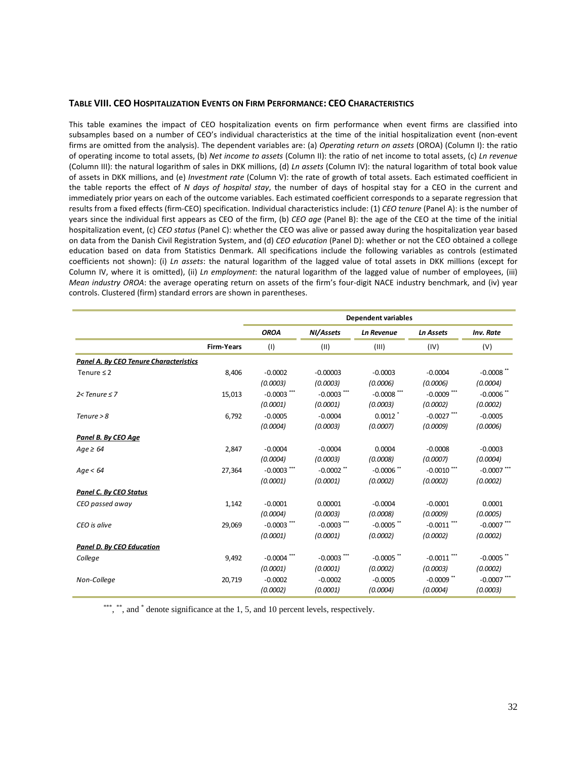### Table VIII. CEO Hospitalization Events on Firm Performance: CEO Characteristics

This table examines the impact of CEO hospitalization events on firm performance when event firms are classified into subsamples based on a number of CEO's individual characteristics at the time of the initial hospitalization event (non-event firms are omitted from the analysis). The dependent variables are: (a) *Operating return on assets* (OROA) (Column I): the ratio of operating income to total assets, (b) *Net income to assets* (Column II): the ratio of net income to total assets, (c) *Ln revenue* (Column III): the natural logarithm of sales in DKK millions, (d) *Ln assets* (Column IV): the natural logarithm of total book value of assets in DKK millions, and (e) *Investment rate* (Column V): the rate of growth of total assets. Each estimated coefficient in the table reports the effect of *N days of hospital stay*, the number of days of hospital stay for a CEO in the current and immediately prior years on each of the outcome variables. Each estimated coefficient corresponds to a separate regression that results from a fixed effects (firm-CEO) specification. Individual characteristics include: (1) *CEO tenure* (Panel A): is the number of years since the individual first appears as CEO of the firm, (b) *CEO age* (Panel B): the age of the CEO at the time of the initial hospitalization event, (c) *CEO status* (Panel C): whether the CEO was alive or passed away during the hospitalization year based on data from the Danish Civil Registration System, and (d) *CEO education* (Panel D): whether or not the CEO obtained a college education based on data from Statistics Denmark. All specifications include the following variables as controls (estimated coefficients not shown): (i) *Ln assets*: the natural logarithm of the lagged value of total assets in DKK millions (except for Column IV, where it is omitted), (ii) *Ln employment*: the natural logarithm of the lagged value of number of employees, (iii) *Mean industry OROA*: the average operating return on assets of the firm's four-digit NACE industry benchmark, and (iv) year controls. Clustered (firm) standard errors are shown in parentheses.

| | | Dependent variables | | | | |
|---|---|---|---|---|---|---|
| | | ***OROA*** | ***NI/Assets*** | ***Ln Revenue*** | ***Ln Assets*** | ***Inv. Rate*** |
| | **Firm-Years** | (I) | (II) | (III) | (IV) | (V) |
| ***Panel A. By CEO Tenure Characteristics*** | | | | | | |
| Tenure ≤ 2 | 8,406 | -0.0002 | -0.00003 | -0.0003 | -0.0004 | -0.0008** |
| | | *(0.0003)* | *(0.0003)* | *(0.0006)* | *(0.0006)* | *(0.0004)* |
| *2< Tenure ≤ 7* | 15,013 | -0.0003*** | -0.0003*** | -0.0008*** | -0.0009*** | -0.0006** |
| | | *(0.0001)* | *(0.0001)* | *(0.0003)* | *(0.0002)* | *(0.0002)* |
| *Tenure > 8* | 6,792 | -0.0005 | -0.0004 | 0.0012* | -0.0027*** | -0.0005 |
| | | *(0.0004)* | *(0.0003)* | *(0.0007)* | *(0.0009)* | *(0.0006)* |
| ***Panel B. By CEO Age*** | | | | | | |
| *Age ≥ 64* | 2,847 | -0.0004 | -0.0004 | 0.0004 | -0.0008 | -0.0003 |
| | | *(0.0004)* | *(0.0003)* | *(0.0008)* | *(0.0007)* | *(0.0004)* |
| *Age < 64* | 27,364 | -0.0003*** | -0.0002** | -0.0006** | -0.0010*** | -0.0007*** |
| | | *(0.0001)* | *(0.0001)* | *(0.0002)* | *(0.0002)* | *(0.0002)* |
| ***Panel C. By CEO Status*** | | | | | | |
| *CEO passed away* | 1,142 | -0.0001 | 0.00001 | -0.0004 | -0.0001 | 0.0001 |
| | | *(0.0004)* | *(0.0003)* | *(0.0008)* | *(0.0009)* | *(0.0005)* |
| *CEO is alive* | 29,069 | -0.0003*** | -0.0003*** | -0.0005** | -0.0011*** | -0.0007*** |
| | | *(0.0001)* | *(0.0001)* | *(0.0002)* | *(0.0002)* | *(0.0002)* |
| ***Panel D. By CEO Education*** | | | | | | |
| *College* | 9,492 | -0.0004*** | -0.0003*** | -0.0005** | -0.0011*** | -0.0005** |
| | | *(0.0001)* | *(0.0001)* | *(0.0002)* | *(0.0003)* | *(0.0002)* |
| *Non-College* | 20,719 | -0.0002 | -0.0002 | -0.0005 | -0.0009** | -0.0007*** |
| | | *(0.0002)* | *(0.0001)* | *(0.0004)* | *(0.0004)* | *(0.0003)* |

***, **, and * denote significance at the 1, 5, and 10 percent levels, respectively.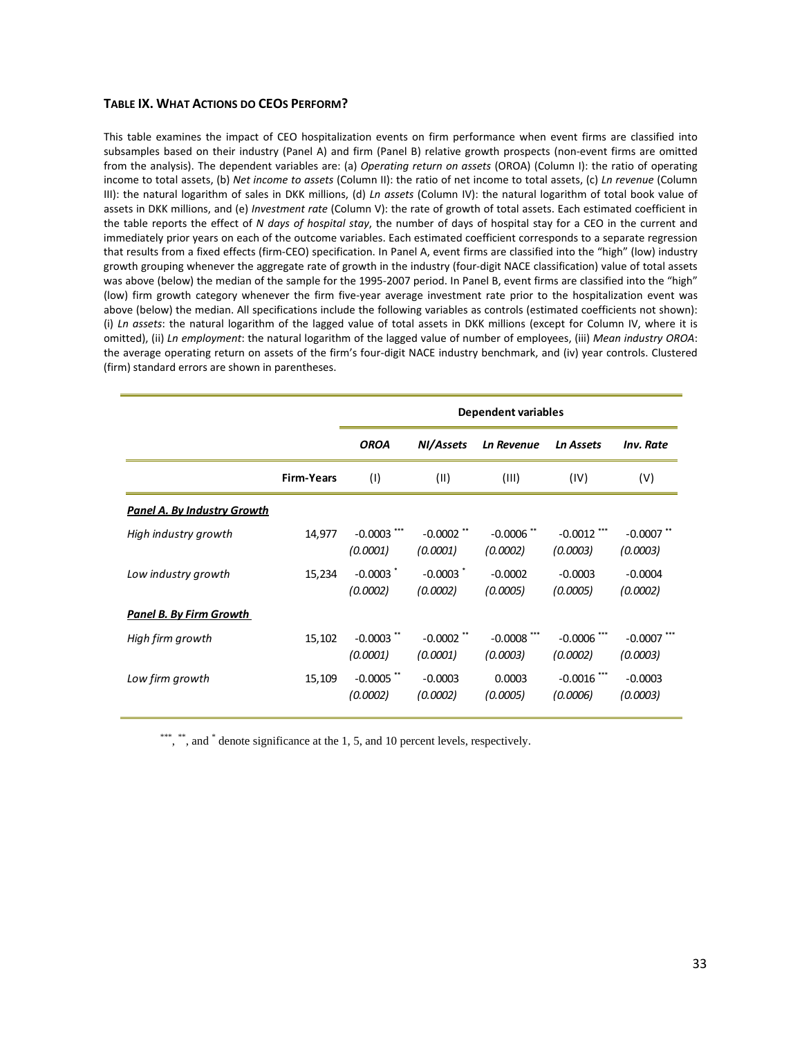**TABLE IX. WHAT ACTIONS DO CEOS PERFORM?**

This table examines the impact of CEO hospitalization events on firm performance when event firms are classified into subsamples based on their industry (Panel A) and firm (Panel B) relative growth prospects (non-event firms are omitted from the analysis). The dependent variables are: (a) *Operating return on assets* (OROA) (Column I): the ratio of operating income to total assets, (b) *Net income to assets* (Column II): the ratio of net income to total assets, (c) *Ln revenue* (Column III): the natural logarithm of sales in DKK millions, (d) *Ln assets* (Column IV): the natural logarithm of total book value of assets in DKK millions, and (e) *Investment rate* (Column V): the rate of growth of total assets. Each estimated coefficient in the table reports the effect of *N days of hospital stay*, the number of days of hospital stay for a CEO in the current and immediately prior years on each of the outcome variables. Each estimated coefficient corresponds to a separate regression that results from a fixed effects (firm-CEO) specification. In Panel A, event firms are classified into the "high" (low) industry growth grouping whenever the aggregate rate of growth in the industry (four-digit NACE classification) value of total assets was above (below) the median of the sample for the 1995-2007 period. In Panel B, event firms are classified into the "high" (low) firm growth category whenever the firm five-year average investment rate prior to the hospitalization event was above (below) the median. All specifications include the following variables as controls (estimated coefficients not shown): (i) *Ln assets*: the natural logarithm of the lagged value of total assets in DKK millions (except for Column IV, where it is omitted), (ii) *Ln employment*: the natural logarithm of the lagged value of number of employees, (iii) *Mean industry OROA*: the average operating return on assets of the firm's four-digit NACE industry benchmark, and (iv) year controls. Clustered (firm) standard errors are shown in parentheses.

| | | Dependent variables | | | | |
|---|---|---|---|---|---|---|
| | | ***OROA*** | ***NI/Assets*** | ***Ln Revenue*** | ***Ln Assets*** | ***Inv. Rate*** |
| | **Firm-Years** | (I) | (II) | (III) | (IV) | (V) |
| ***Panel A. By Industry Growth*** | | | | | | |
| *High industry growth* | 14,977 | -0.0003 *** | -0.0002 ** | -0.0006 ** | -0.0012 *** | -0.0007 ** |
| | | *(0.0001)* | *(0.0001)* | *(0.0002)* | *(0.0003)* | *(0.0003)* |
| *Low industry growth* | 15,234 | -0.0003 * | -0.0003 * | -0.0002 | -0.0003 | -0.0004 |
| | | *(0.0002)* | *(0.0002)* | *(0.0005)* | *(0.0005)* | *(0.0002)* |
| ***Panel B. By Firm Growth*** | | | | | | |
| *High firm growth* | 15,102 | -0.0003 ** | -0.0002 ** | -0.0008 *** | -0.0006 *** | -0.0007 *** |
| | | *(0.0001)* | *(0.0001)* | *(0.0003)* | *(0.0002)* | *(0.0003)* |
| *Low firm growth* | 15,109 | -0.0005 ** | -0.0003 | 0.0003 | -0.0016 *** | -0.0003 |
| | | *(0.0002)* | *(0.0002)* | *(0.0005)* | *(0.0006)* | *(0.0003)* |

\*\*\*, \*\*, and \* denote significance at the 1, 5, and 10 percent levels, respectively.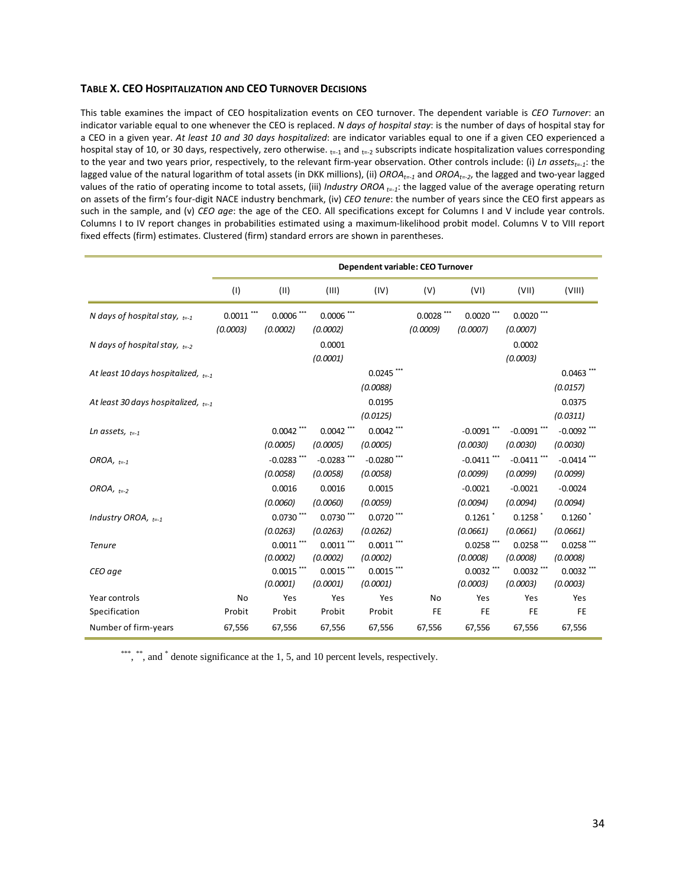### TABLE X. CEO HOSPITALIZATION AND CEO TURNOVER DECISIONS

This table examines the impact of CEO hospitalization events on CEO turnover. The dependent variable is *CEO Turnover*: an indicator variable equal to one whenever the CEO is replaced. *N days of hospital stay*: is the number of days of hospital stay for a CEO in a given year. *At least 10 and 30 days hospitalized*: are indicator variables equal to one if a given CEO experienced a hospital stay of 10, or 30 days, respectively, zero otherwise. $_{t=-1}$ and $_{t=-2}$ subscripts indicate hospitalization values corresponding to the year and two years prior, respectively, to the relevant firm-year observation. Other controls include: (i) *Ln assets$_{t=-1}$*: the lagged value of the natural logarithm of total assets (in DKK millions), (ii) *OROA$_{t=-1}$* and *OROA$_{t=-2}$*, the lagged and two-year lagged values of the ratio of operating income to total assets, (iii) *Industry OROA $_{t=-1}$*: the lagged value of the average operating return on assets of the firm's four-digit NACE industry benchmark, (iv) *CEO tenure*: the number of years since the CEO first appears as such in the sample, and (v) *CEO age*: the age of the CEO. All specifications except for Columns I and V include year controls. Columns I to IV report changes in probabilities estimated using a maximum-likelihood probit model. Columns V to VIII report fixed effects (firm) estimates. Clustered (firm) standard errors are shown in parentheses.

| | Dependent variable: CEO Turnover | | | | | | | |
|---|---|---|---|---|---|---|---|---|
| | (I) | (II) | (III) | (IV) | (V) | (VI) | (VII) | (VIII) |
| *N days of hospital stay, $_{t=-1}$* | 0.0011 *** | 0.0006 *** | 0.0006 *** | | 0.0028 *** | 0.0020 *** | 0.0020 *** | |
| | *(0.0003)* | *(0.0002)* | *(0.0002)* | | *(0.0009)* | *(0.0007)* | *(0.0007)* | |
| *N days of hospital stay, $_{t=-2}$* | | | 0.0001 | | | | 0.0002 | |
| | | | *(0.0001)* | | | | *(0.0003)* | |
| *At least 10 days hospitalized, $_{t=-1}$* | | | | 0.0245 *** | | | | 0.0463 *** |
| | | | | *(0.0088)* | | | | *(0.0157)* |
| *At least 30 days hospitalized, $_{t=-1}$* | | | | 0.0195 | | | | 0.0375 |
| | | | | *(0.0125)* | | | | *(0.0311)* |
| *Ln assets, $_{t=-1}$* | | 0.0042 *** | 0.0042 *** | 0.0042 *** | | -0.0091 *** | -0.0091 *** | -0.0092 *** |
| | | *(0.0005)* | *(0.0005)* | *(0.0005)* | | *(0.0030)* | *(0.0030)* | *(0.0030)* |
| *OROA, $_{t=-1}$* | | -0.0283 *** | -0.0283 *** | -0.0280 *** | | -0.0411 *** | -0.0411 *** | -0.0414 *** |
| | | *(0.0058)* | *(0.0058)* | *(0.0058)* | | *(0.0099)* | *(0.0099)* | *(0.0099)* |
| *OROA, $_{t=-2}$* | | 0.0016 | 0.0016 | 0.0015 | | -0.0021 | -0.0021 | -0.0024 |
| | | *(0.0060)* | *(0.0060)* | *(0.0059)* | | *(0.0094)* | *(0.0094)* | *(0.0094)* |
| *Industry OROA, $_{t=-1}$* | | 0.0730 *** | 0.0730 *** | 0.0720 *** | | 0.1261 * | 0.1258 * | 0.1260 * |
| | | *(0.0263)* | *(0.0263)* | *(0.0262)* | | *(0.0661)* | *(0.0661)* | *(0.0661)* |
| *Tenure* | | 0.0011 *** | 0.0011 *** | 0.0011 *** | | 0.0258 *** | 0.0258 *** | 0.0258 *** |
| | | *(0.0002)* | *(0.0002)* | *(0.0002)* | | *(0.0008)* | *(0.0008)* | *(0.0008)* |
| *CEO age* | | 0.0015 *** | 0.0015 *** | 0.0015 *** | | 0.0032 *** | 0.0032 *** | 0.0032 *** |
| | | *(0.0001)* | *(0.0001)* | *(0.0001)* | | *(0.0003)* | *(0.0003)* | *(0.0003)* |
| Year controls | No | Yes | Yes | Yes | No | Yes | Yes | Yes |
| Specification | Probit | Probit | Probit | Probit | FE | FE | FE | FE |
| Number of firm-years | 67,556 | 67,556 | 67,556 | 67,556 | 67,556 | 67,556 | 67,556 | 67,556 |

***, **, and * denote significance at the 1, 5, and 10 percent levels, respectively.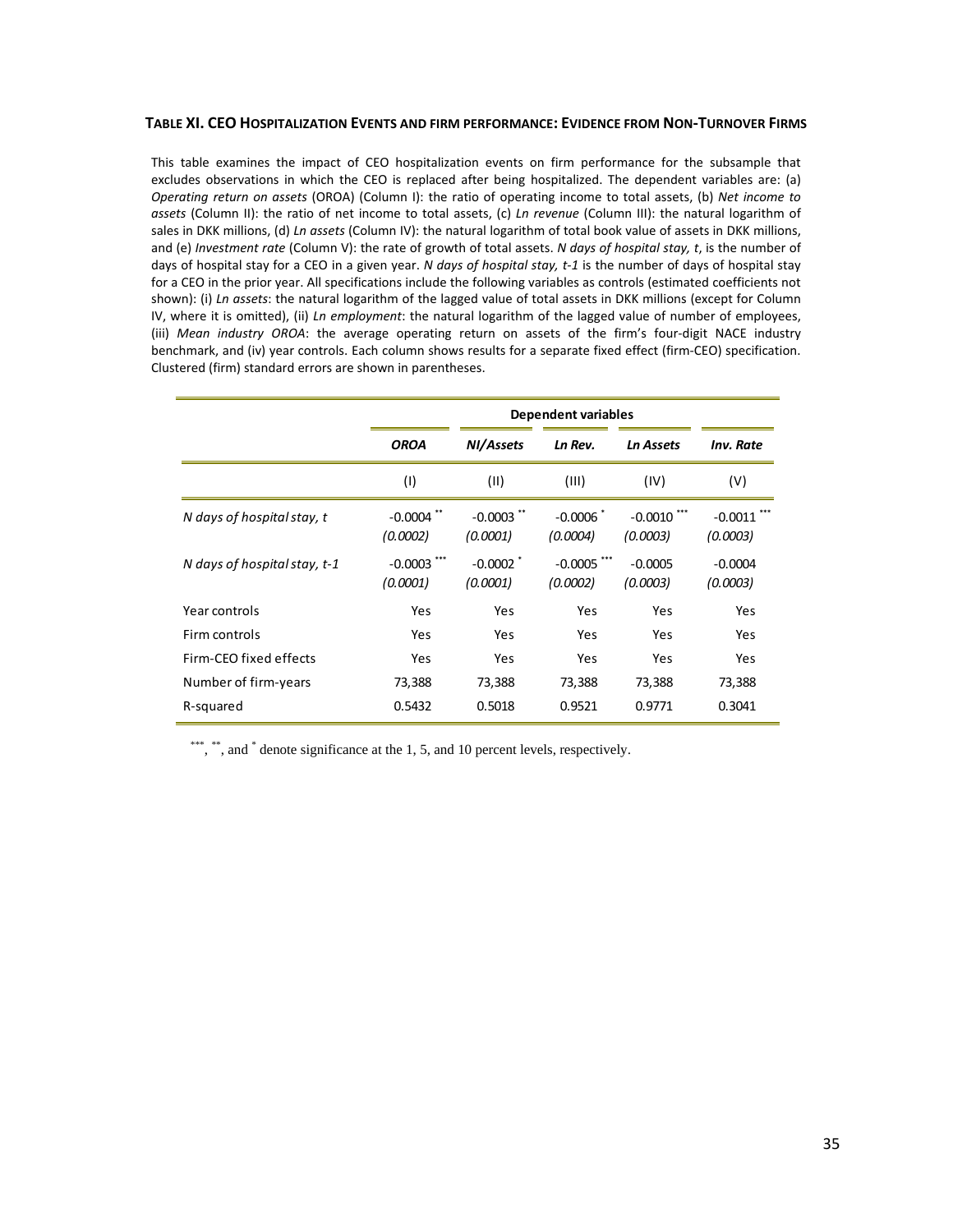**TABLE XI. CEO HOSPITALIZATION EVENTS AND FIRM PERFORMANCE: EVIDENCE FROM NON-TURNOVER FIRMS**

This table examines the impact of CEO hospitalization events on firm performance for the subsample that excludes observations in which the CEO is replaced after being hospitalized. The dependent variables are: (a) *Operating return on assets* (OROA) (Column I): the ratio of operating income to total assets, (b) *Net income to assets* (Column II): the ratio of net income to total assets, (c) *Ln revenue* (Column III): the natural logarithm of sales in DKK millions, (d) *Ln assets* (Column IV): the natural logarithm of total book value of assets in DKK millions, and (e) *Investment rate* (Column V): the rate of growth of total assets. *N days of hospital stay, t*, is the number of days of hospital stay for a CEO in a given year. *N days of hospital stay, t-1* is the number of days of hospital stay for a CEO in the prior year. All specifications include the following variables as controls (estimated coefficients not shown): (i) *Ln assets*: the natural logarithm of the lagged value of total assets in DKK millions (except for Column IV, where it is omitted), (ii) *Ln employment*: the natural logarithm of the lagged value of number of employees, (iii) *Mean industry OROA*: the average operating return on assets of the firm's four-digit NACE industry benchmark, and (iv) year controls. Each column shows results for a separate fixed effect (firm-CEO) specification. Clustered (firm) standard errors are shown in parentheses.

| | Dependent variables | | | | |
|---|---|---|---|---|---|
| | ***OROA*** | ***NI/Assets*** | ***Ln Rev.*** | ***Ln Assets*** | ***Inv. Rate*** |
| | (I) | (II) | (III) | (IV) | (V) |
| *N days of hospital stay, t* | -0.0004 ** | -0.0003 ** | -0.0006 * | -0.0010 *** | -0.0011 *** |
| | *(0.0002)* | *(0.0001)* | *(0.0004)* | *(0.0003)* | *(0.0003)* |
| *N days of hospital stay, t-1* | -0.0003 *** | -0.0002 * | -0.0005 *** | -0.0005 | -0.0004 |
| | *(0.0001)* | *(0.0001)* | *(0.0002)* | *(0.0003)* | *(0.0003)* |
| Year controls | Yes | Yes | Yes | Yes | Yes |
| Firm controls | Yes | Yes | Yes | Yes | Yes |
| Firm-CEO fixed effects | Yes | Yes | Yes | Yes | Yes |
| Number of firm-years | 73,388 | 73,388 | 73,388 | 73,388 | 73,388 |
| R-squared | 0.5432 | 0.5018 | 0.9521 | 0.9771 | 0.3041 |

***, **, and * denote significance at the 1, 5, and 10 percent levels, respectively.